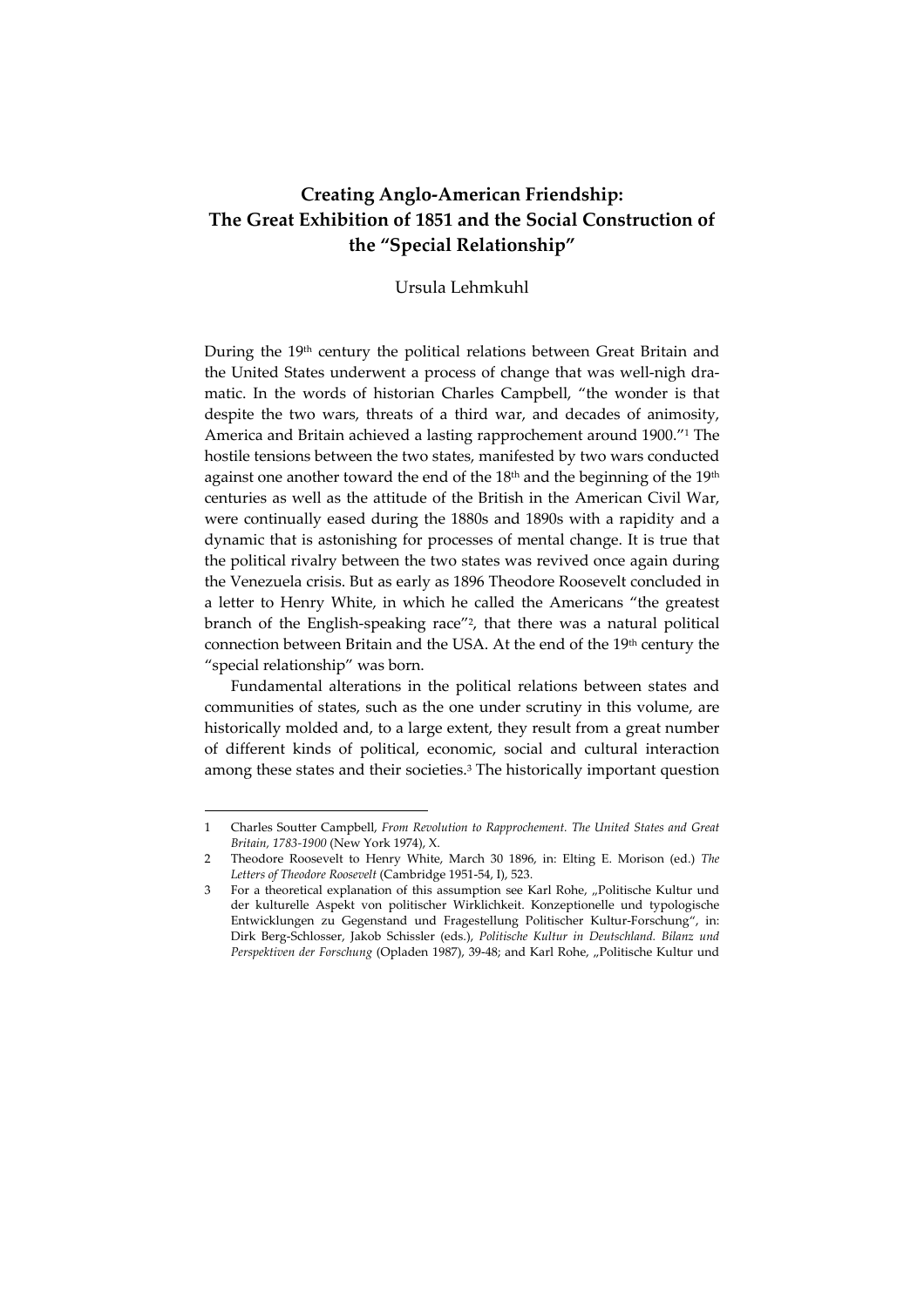# Creating Anglo-American Friendship: The Great Exhibition of 1851 and the Social Construction of the "Special Relationship"

Ursula Lehmkuhl

During the 19th century the political relations between Great Britain and the United States underwent a process of change that was well-nigh dramatic. In the words of historian Charles Campbell, "the wonder is that despite the two wars, threats of a third war, and decades of animosity, America and Britain achieved a lasting rapprochement around 1900."[1] The hostile tensions between the two states, manifested by two wars conducted against one another toward the end of the 18th and the beginning of the 19th centuries as well as the attitude of the British in the American Civil War, were continually eased during the 1880s and 1890s with a rapidity and a dynamic that is astonishing for processes of mental change. It is true that the political rivalry between the two states was revived once again during the Venezuela crisis. But as early as 1896 Theodore Roosevelt concluded in a letter to Henry White, in which he called the Americans "the greatest branch of the English-speaking race"[2], that there was a natural political connection between Britain and the USA. At the end of the 19th century the "special relationship" was born.

Fundamental alterations in the political relations between states and communities of states, such as the one under scrutiny in this volume, are historically molded and, to a large extent, they result from a great number of different kinds of political, economic, social and cultural interaction among these states and their societies.[3] The historically important question

---

1 Charles Soutter Campbell, *From Revolution to Rapprochement. The United States and Great Britain, 1783-1900* (New York 1974), X.

2 Theodore Roosevelt to Henry White, March 30 1896, in: Elting E. Morison (ed.) *The Letters of Theodore Roosevelt* (Cambridge 1951-54, I), 523.

3 For a theoretical explanation of this assumption see Karl Rohe, „Politische Kultur und der kulturelle Aspekt von politischer Wirklichkeit. Konzeptionelle und typologische Entwicklungen zu Gegenstand und Fragestellung Politischer Kultur-Forschung", in: Dirk Berg-Schlosser, Jakob Schissler (eds.), *Politische Kultur in Deutschland. Bilanz und Perspektiven der Forschung* (Opladen 1987), 39-48; and Karl Rohe, „Politische Kultur und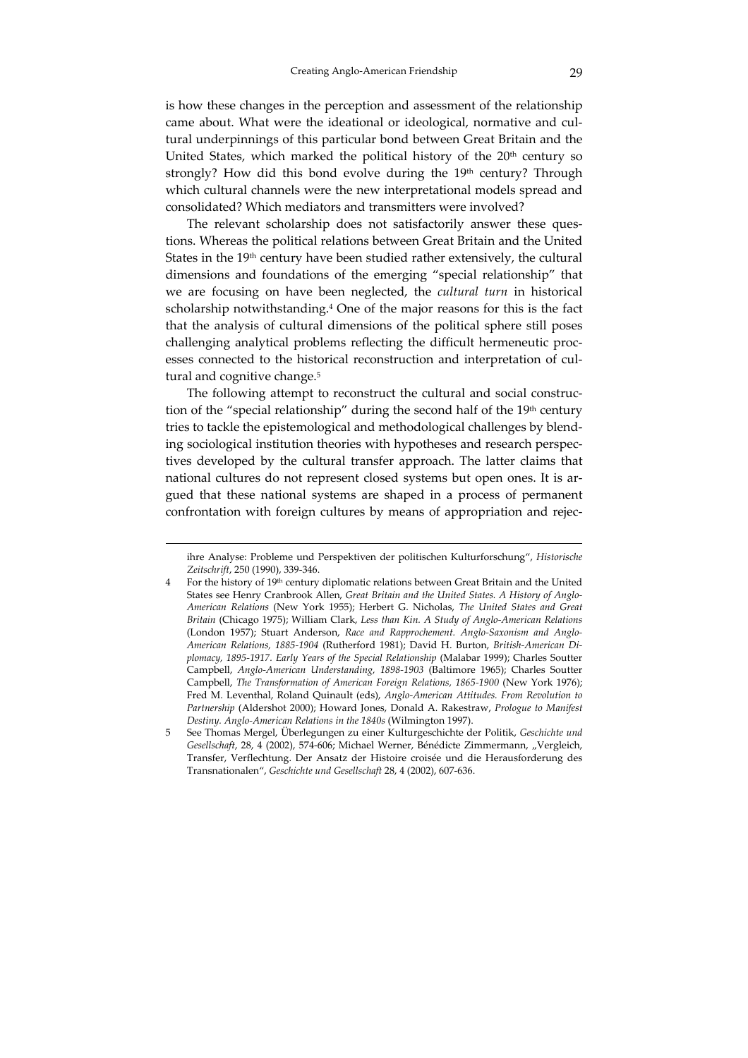is how these changes in the perception and assessment of the relationship came about. What were the ideational or ideological, normative and cultural underpinnings of this particular bond between Great Britain and the United States, which marked the political history of the 20th century so strongly? How did this bond evolve during the 19th century? Through which cultural channels were the new interpretational models spread and consolidated? Which mediators and transmitters were involved?

The relevant scholarship does not satisfactorily answer these questions. Whereas the political relations between Great Britain and the United States in the 19th century have been studied rather extensively, the cultural dimensions and foundations of the emerging "special relationship" that we are focusing on have been neglected, the *cultural turn* in historical scholarship notwithstanding.[4] One of the major reasons for this is the fact that the analysis of cultural dimensions of the political sphere still poses challenging analytical problems reflecting the difficult hermeneutic processes connected to the historical reconstruction and interpretation of cultural and cognitive change.[5]

The following attempt to reconstruct the cultural and social construction of the "special relationship" during the second half of the 19th century tries to tackle the epistemological and methodological challenges by blending sociological institution theories with hypotheses and research perspectives developed by the cultural transfer approach. The latter claims that national cultures do not represent closed systems but open ones. It is argued that these national systems are shaped in a process of permanent confrontation with foreign cultures by means of appropriation and rejec-

---

ihre Analyse: Probleme und Perspektiven der politischen Kulturforschung", *Historische Zeitschrift*, 250 (1990), 339-346.

4 For the history of 19th century diplomatic relations between Great Britain and the United States see Henry Cranbrook Allen, *Great Britain and the United States. A History of Anglo-American Relations* (New York 1955); Herbert G. Nicholas, *The United States and Great Britain* (Chicago 1975); William Clark, *Less than Kin. A Study of Anglo-American Relations* (London 1957); Stuart Anderson, *Race and Rapprochement. Anglo-Saxonism and Anglo-American Relations, 1885-1904* (Rutherford 1981); David H. Burton, *British-American Diplomacy, 1895-1917. Early Years of the Special Relationship* (Malabar 1999); Charles Soutter Campbell, *Anglo-American Understanding, 1898-1903* (Baltimore 1965); Charles Soutter Campbell, *The Transformation of American Foreign Relations, 1865-1900* (New York 1976); Fred M. Leventhal, Roland Quinault (eds), *Anglo-American Attitudes. From Revolution to Partnership* (Aldershot 2000); Howard Jones, Donald A. Rakestraw, *Prologue to Manifest Destiny. Anglo-American Relations in the 1840s* (Wilmington 1997).

5 See Thomas Mergel, Überlegungen zu einer Kulturgeschichte der Politik, *Geschichte und Gesellschaft*, 28, 4 (2002), 574-606; Michael Werner, Bénédicte Zimmermann, „Vergleich, Transfer, Verflechtung. Der Ansatz der Histoire croisée und die Herausforderung des Transnationalen", *Geschichte und Gesellschaft* 28, 4 (2002), 607-636.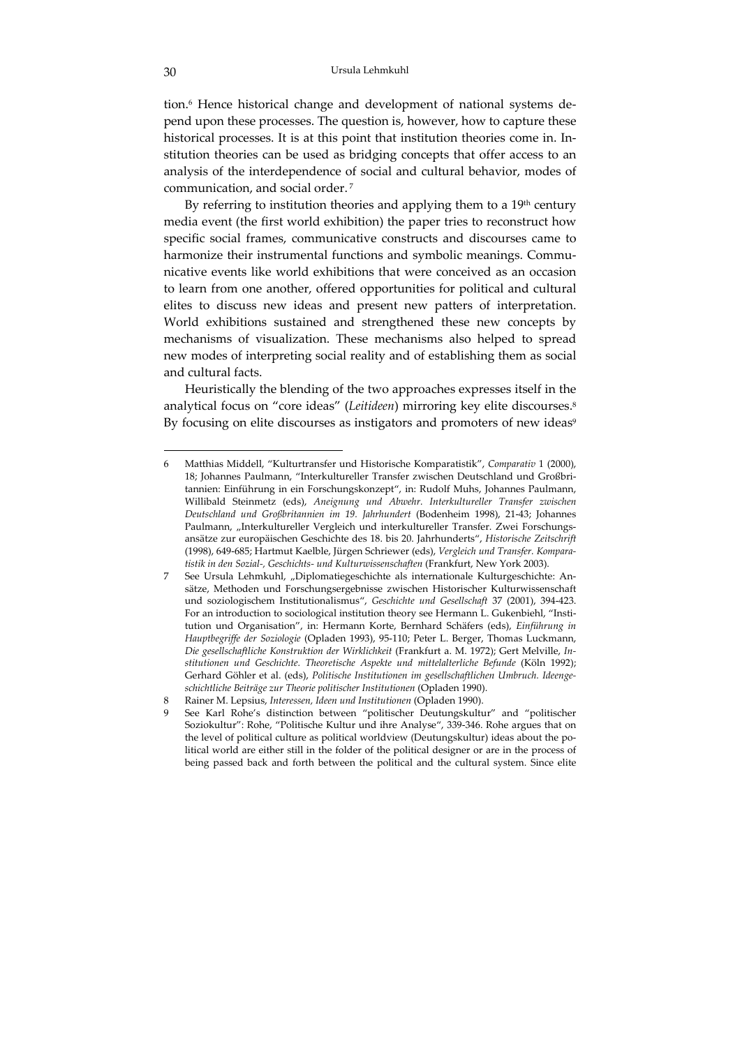tion.[6] Hence historical change and development of national systems depend upon these processes. The question is, however, how to capture these historical processes. It is at this point that institution theories come in. Institution theories can be used as bridging concepts that offer access to an analysis of the interdependence of social and cultural behavior, modes of communication, and social order.[7]

By referring to institution theories and applying them to a 19th century media event (the first world exhibition) the paper tries to reconstruct how specific social frames, communicative constructs and discourses came to harmonize their instrumental functions and symbolic meanings. Communicative events like world exhibitions that were conceived as an occasion to learn from one another, offered opportunities for political and cultural elites to discuss new ideas and present new patters of interpretation. World exhibitions sustained and strengthened these new concepts by mechanisms of visualization. These mechanisms also helped to spread new modes of interpreting social reality and of establishing them as social and cultural facts.

Heuristically the blending of the two approaches expresses itself in the analytical focus on "core ideas" (*Leitideen*) mirroring key elite discourses.[8] By focusing on elite discourses as instigators and promoters of new ideas[9]

---

6 Matthias Middell, "Kulturtransfer und Historische Komparatistik", *Comparativ* 1 (2000), 18; Johannes Paulmann, "Interkultureller Transfer zwischen Deutschland und Großbritannien: Einführung in ein Forschungskonzept", in: Rudolf Muhs, Johannes Paulmann, Willibald Steinmetz (eds), *Aneignung und Abwehr. Interkultureller Transfer zwischen Deutschland und Großbritannien im 19. Jahrhundert* (Bodenheim 1998), 21-43; Johannes Paulmann, „Interkultureller Vergleich und interkultureller Transfer. Zwei Forschungsansätze zur europäischen Geschichte des 18. bis 20. Jahrhunderts", *Historische Zeitschrift* (1998), 649-685; Hartmut Kaelble, Jürgen Schriewer (eds), *Vergleich und Transfer. Komparatistik in den Sozial-, Geschichts- und Kulturwissenschaften* (Frankfurt, New York 2003).

7 See Ursula Lehmkuhl, „Diplomatiegeschichte als internationale Kulturgeschichte: Ansätze, Methoden und Forschungsergebnisse zwischen Historischer Kulturwissenschaft und soziologischem Institutionalismus", *Geschichte und Gesellschaft* 37 (2001), 394-423. For an introduction to sociological institution theory see Hermann L. Gukenbiehl, "Institution und Organisation", in: Hermann Korte, Bernhard Schäfers (eds), *Einführung in Hauptbegriffe der Soziologie* (Opladen 1993), 95-110; Peter L. Berger, Thomas Luckmann, *Die gesellschaftliche Konstruktion der Wirklichkeit* (Frankfurt a. M. 1972); Gert Melville, *Institutionen und Geschichte. Theoretische Aspekte und mittelalterliche Befunde* (Köln 1992); Gerhard Göhler et al. (eds), *Politische Institutionen im gesellschaftlichen Umbruch. Ideengeschichtliche Beiträge zur Theorie politischer Institutionen* (Opladen 1990).

8 Rainer M. Lepsius, *Interessen, Ideen und Institutionen* (Opladen 1990).

9 See Karl Rohe's distinction between "politischer Deutungskultur" and "politischer Soziokultur": Rohe, "Politische Kultur und ihre Analyse", 339-346. Rohe argues that on the level of political culture as political worldview (Deutungskultur) ideas about the political world are either still in the folder of the political designer or are in the process of being passed back and forth between the political and the cultural system. Since elite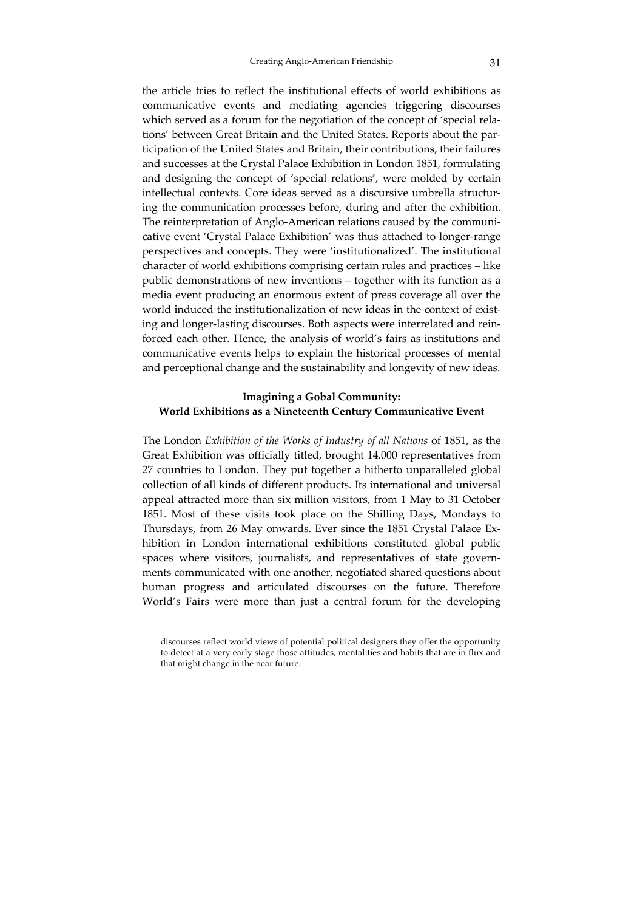the article tries to reflect the institutional effects of world exhibitions as communicative events and mediating agencies triggering discourses which served as a forum for the negotiation of the concept of 'special relations' between Great Britain and the United States. Reports about the participation of the United States and Britain, their contributions, their failures and successes at the Crystal Palace Exhibition in London 1851, formulating and designing the concept of 'special relations', were molded by certain intellectual contexts. Core ideas served as a discursive umbrella structuring the communication processes before, during and after the exhibition. The reinterpretation of Anglo-American relations caused by the communicative event 'Crystal Palace Exhibition' was thus attached to longer-range perspectives and concepts. They were 'institutionalized'. The institutional character of world exhibitions comprising certain rules and practices – like public demonstrations of new inventions – together with its function as a media event producing an enormous extent of press coverage all over the world induced the institutionalization of new ideas in the context of existing and longer-lasting discourses. Both aspects were interrelated and reinforced each other. Hence, the analysis of world's fairs as institutions and communicative events helps to explain the historical processes of mental and perceptional change and the sustainability and longevity of new ideas.

## Imagining a Gobal Community: World Exhibitions as a Nineteenth Century Communicative Event

The London *Exhibition of the Works of Industry of all Nations* of 1851, as the Great Exhibition was officially titled, brought 14.000 representatives from 27 countries to London. They put together a hitherto unparalleled global collection of all kinds of different products. Its international and universal appeal attracted more than six million visitors, from 1 May to 31 October 1851. Most of these visits took place on the Shilling Days, Mondays to Thursdays, from 26 May onwards. Ever since the 1851 Crystal Palace Exhibition in London international exhibitions constituted global public spaces where visitors, journalists, and representatives of state governments communicated with one another, negotiated shared questions about human progress and articulated discourses on the future. Therefore World's Fairs were more than just a central forum for the developing

---

discourses reflect world views of potential political designers they offer the opportunity to detect at a very early stage those attitudes, mentalities and habits that are in flux and that might change in the near future.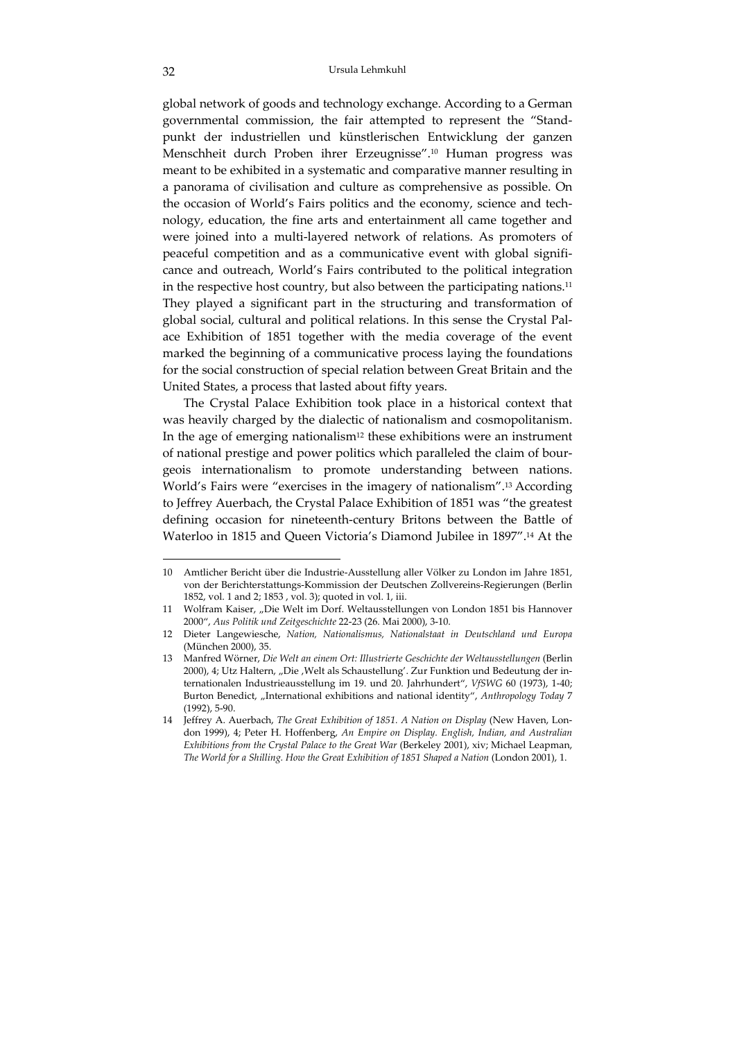global network of goods and technology exchange. According to a German governmental commission, the fair attempted to represent the "Standpunkt der industriellen und künstlerischen Entwicklung der ganzen Menschheit durch Proben ihrer Erzeugnisse".[10] Human progress was meant to be exhibited in a systematic and comparative manner resulting in a panorama of civilisation and culture as comprehensive as possible. On the occasion of World's Fairs politics and the economy, science and technology, education, the fine arts and entertainment all came together and were joined into a multi-layered network of relations. As promoters of peaceful competition and as a communicative event with global significance and outreach, World's Fairs contributed to the political integration in the respective host country, but also between the participating nations.[11] They played a significant part in the structuring and transformation of global social, cultural and political relations. In this sense the Crystal Palace Exhibition of 1851 together with the media coverage of the event marked the beginning of a communicative process laying the foundations for the social construction of special relation between Great Britain and the United States, a process that lasted about fifty years.

The Crystal Palace Exhibition took place in a historical context that was heavily charged by the dialectic of nationalism and cosmopolitanism. In the age of emerging nationalism[12] these exhibitions were an instrument of national prestige and power politics which paralleled the claim of bourgeois internationalism to promote understanding between nations. World's Fairs were "exercises in the imagery of nationalism".[13] According to Jeffrey Auerbach, the Crystal Palace Exhibition of 1851 was "the greatest defining occasion for nineteenth-century Britons between the Battle of Waterloo in 1815 and Queen Victoria's Diamond Jubilee in 1897".[14] At the

---

10 Amtlicher Bericht über die Industrie-Ausstellung aller Völker zu London im Jahre 1851, von der Berichterstattungs-Kommission der Deutschen Zollvereins-Regierungen (Berlin 1852, vol. 1 and 2; 1853 , vol. 3); quoted in vol. 1, iii.

11 Wolfram Kaiser, „Die Welt im Dorf. Weltausstellungen von London 1851 bis Hannover 2000", *Aus Politik und Zeitgeschichte* 22-23 (26. Mai 2000), 3-10.

12 Dieter Langewiesche, *Nation, Nationalismus, Nationalstaat in Deutschland und Europa* (München 2000), 35.

13 Manfred Wörner, *Die Welt an einem Ort: Illustrierte Geschichte der Weltausstellungen* (Berlin 2000), 4; Utz Haltern, „Die ‚Welt als Schaustellung'. Zur Funktion und Bedeutung der internationalen Industrieausstellung im 19. und 20. Jahrhundert", *VfSWG* 60 (1973), 1-40; Burton Benedict, „International exhibitions and national identity", *Anthropology Today* 7 (1992), 5-90.

14 Jeffrey A. Auerbach, *The Great Exhibition of 1851. A Nation on Display* (New Haven, London 1999), 4; Peter H. Hoffenberg, *An Empire on Display. English, Indian, and Australian Exhibitions from the Crystal Palace to the Great War* (Berkeley 2001), xiv; Michael Leapman, *The World for a Shilling. How the Great Exhibition of 1851 Shaped a Nation* (London 2001), 1.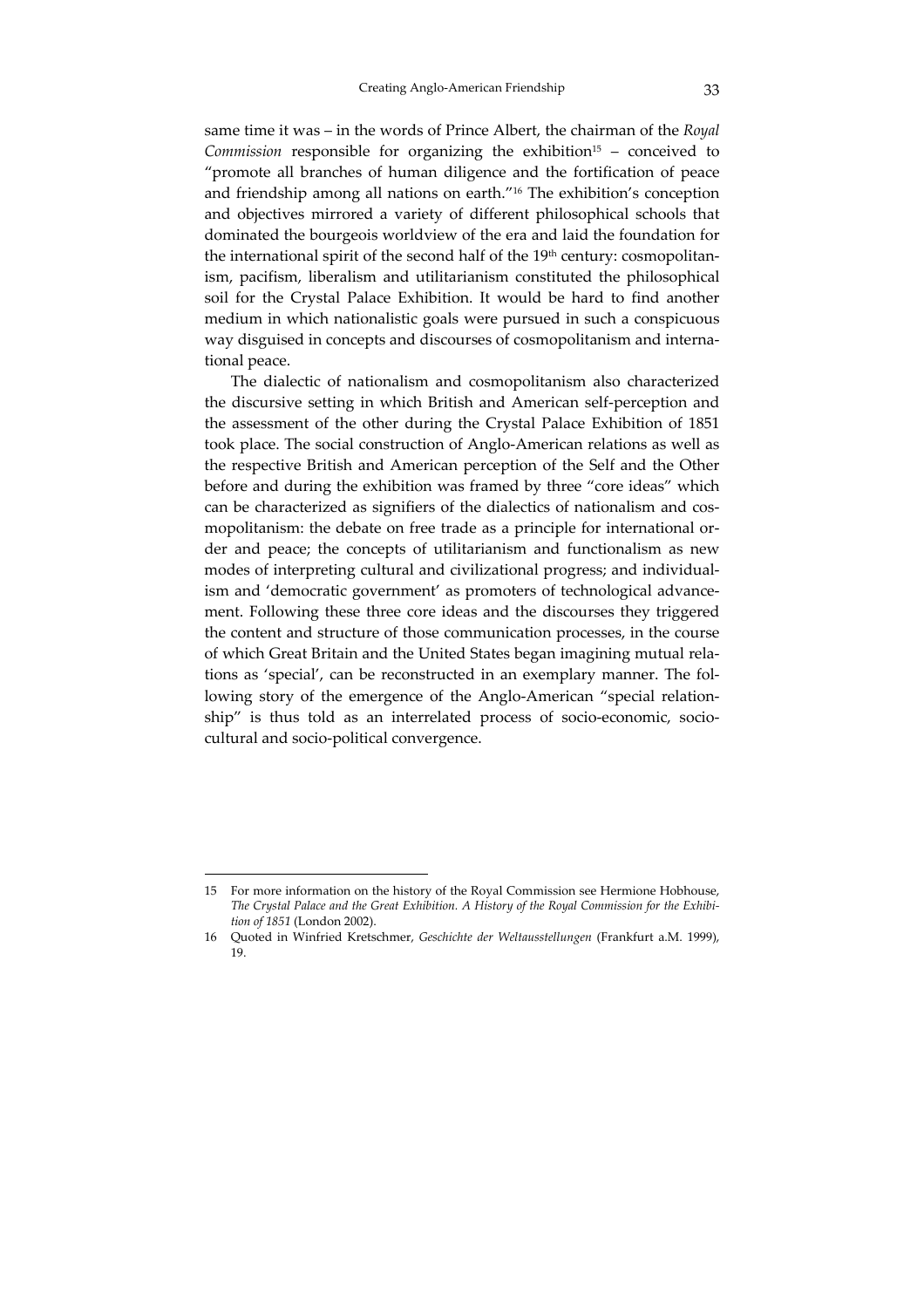same time it was – in the words of Prince Albert, the chairman of the *Royal Commission* responsible for organizing the exhibition[15] – conceived to "promote all branches of human diligence and the fortification of peace and friendship among all nations on earth."[16] The exhibition's conception and objectives mirrored a variety of different philosophical schools that dominated the bourgeois worldview of the era and laid the foundation for the international spirit of the second half of the 19th century: cosmopolitanism, pacifism, liberalism and utilitarianism constituted the philosophical soil for the Crystal Palace Exhibition. It would be hard to find another medium in which nationalistic goals were pursued in such a conspicuous way disguised in concepts and discourses of cosmopolitanism and international peace.

The dialectic of nationalism and cosmopolitanism also characterized the discursive setting in which British and American self-perception and the assessment of the other during the Crystal Palace Exhibition of 1851 took place. The social construction of Anglo-American relations as well as the respective British and American perception of the Self and the Other before and during the exhibition was framed by three "core ideas" which can be characterized as signifiers of the dialectics of nationalism and cosmopolitanism: the debate on free trade as a principle for international order and peace; the concepts of utilitarianism and functionalism as new modes of interpreting cultural and civilizational progress; and individualism and 'democratic government' as promoters of technological advancement. Following these three core ideas and the discourses they triggered the content and structure of those communication processes, in the course of which Great Britain and the United States began imagining mutual relations as 'special', can be reconstructed in an exemplary manner. The following story of the emergence of the Anglo-American "special relationship" is thus told as an interrelated process of socio-economic, socio-cultural and socio-political convergence.

---

15 For more information on the history of the Royal Commission see Hermione Hobhouse, *The Crystal Palace and the Great Exhibition. A History of the Royal Commission for the Exhibition of 1851* (London 2002).

16 Quoted in Winfried Kretschmer, *Geschichte der Weltausstellungen* (Frankfurt a.M. 1999), 19.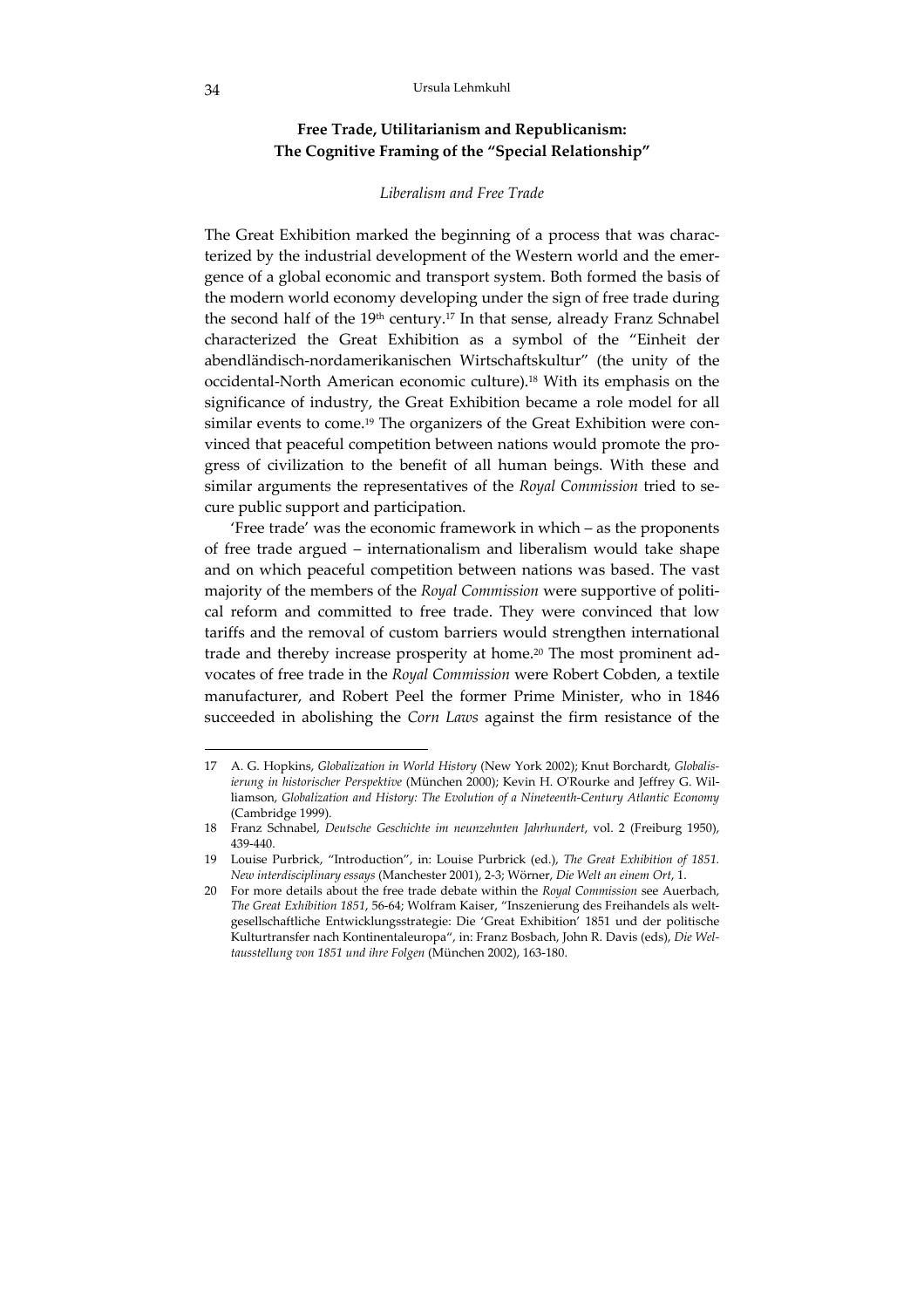## Free Trade, Utilitarianism and Republicanism: The Cognitive Framing of the "Special Relationship"

### *Liberalism and Free Trade*

The Great Exhibition marked the beginning of a process that was characterized by the industrial development of the Western world and the emergence of a global economic and transport system. Both formed the basis of the modern world economy developing under the sign of free trade during the second half of the 19th century.[17] In that sense, already Franz Schnabel characterized the Great Exhibition as a symbol of the "Einheit der abendländisch-nordamerikanischen Wirtschaftskultur" (the unity of the occidental-North American economic culture).[18] With its emphasis on the significance of industry, the Great Exhibition became a role model for all similar events to come.[19] The organizers of the Great Exhibition were convinced that peaceful competition between nations would promote the progress of civilization to the benefit of all human beings. With these and similar arguments the representatives of the *Royal Commission* tried to secure public support and participation.

'Free trade' was the economic framework in which – as the proponents of free trade argued – internationalism and liberalism would take shape and on which peaceful competition between nations was based. The vast majority of the members of the *Royal Commission* were supportive of political reform and committed to free trade. They were convinced that low tariffs and the removal of custom barriers would strengthen international trade and thereby increase prosperity at home.[20] The most prominent advocates of free trade in the *Royal Commission* were Robert Cobden, a textile manufacturer, and Robert Peel the former Prime Minister, who in 1846 succeeded in abolishing the *Corn Laws* against the firm resistance of the

---

17 A. G. Hopkins, *Globalization in World History* (New York 2002); Knut Borchardt, *Globalisierung in historischer Perspektive* (München 2000); Kevin H. O'Rourke and Jeffrey G. Williamson, *Globalization and History: The Evolution of a Nineteenth-Century Atlantic Economy* (Cambridge 1999).

18 Franz Schnabel, *Deutsche Geschichte im neunzehnten Jahrhundert*, vol. 2 (Freiburg 1950), 439-440.

19 Louise Purbrick, "Introduction", in: Louise Purbrick (ed.), *The Great Exhibition of 1851. New interdisciplinary essays* (Manchester 2001), 2-3; Wörner, *Die Welt an einem Ort*, 1.

20 For more details about the free trade debate within the *Royal Commission* see Auerbach, *The Great Exhibition 1851*, 56-64; Wolfram Kaiser, "Inszenierung des Freihandels als weltgesellschaftliche Entwicklungsstrategie: Die 'Great Exhibition' 1851 und der politische Kulturtransfer nach Kontinentaleuropa", in: Franz Bosbach, John R. Davis (eds), *Die Weltausstellung von 1851 und ihre Folgen* (München 2002), 163-180.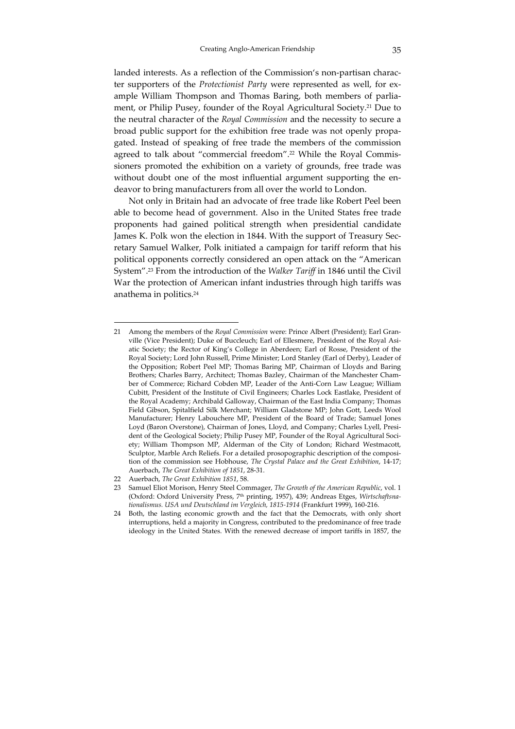landed interests. As a reflection of the Commission's non-partisan character supporters of the *Protectionist Party* were represented as well, for example William Thompson and Thomas Baring, both members of parliament, or Philip Pusey, founder of the Royal Agricultural Society.[21] Due to the neutral character of the *Royal Commission* and the necessity to secure a broad public support for the exhibition free trade was not openly propagated. Instead of speaking of free trade the members of the commission agreed to talk about "commercial freedom".[22] While the Royal Commissioners promoted the exhibition on a variety of grounds, free trade was without doubt one of the most influential argument supporting the endeavor to bring manufacturers from all over the world to London.

Not only in Britain had an advocate of free trade like Robert Peel been able to become head of government. Also in the United States free trade proponents had gained political strength when presidential candidate James K. Polk won the election in 1844. With the support of Treasury Secretary Samuel Walker, Polk initiated a campaign for tariff reform that his political opponents correctly considered an open attack on the "American System".[23] From the introduction of the *Walker Tariff* in 1846 until the Civil War the protection of American infant industries through high tariffs was anathema in politics.[24]

---

21 Among the members of the *Royal Commission* were: Prince Albert (President); Earl Granville (Vice President); Duke of Buccleuch; Earl of Ellesmere, President of the Royal Asiatic Society; the Rector of King's College in Aberdeen; Earl of Rosse, President of the Royal Society; Lord John Russell, Prime Minister; Lord Stanley (Earl of Derby), Leader of the Opposition; Robert Peel MP; Thomas Baring MP, Chairman of Lloyds and Baring Brothers; Charles Barry, Architect; Thomas Bazley, Chairman of the Manchester Chamber of Commerce; Richard Cobden MP, Leader of the Anti-Corn Law League; William Cubitt, President of the Institute of Civil Engineers; Charles Lock Eastlake, President of the Royal Academy; Archibald Galloway, Chairman of the East India Company; Thomas Field Gibson, Spitalfield Silk Merchant; William Gladstone MP; John Gott, Leeds Wool Manufacturer; Henry Labouchere MP, President of the Board of Trade; Samuel Jones Loyd (Baron Overstone), Chairman of Jones, Lloyd, and Company; Charles Lyell, President of the Geological Society; Philip Pusey MP, Founder of the Royal Agricultural Society; William Thompson MP, Alderman of the City of London; Richard Westmacott, Sculptor, Marble Arch Reliefs. For a detailed prosopographic description of the composition of the commission see Hobhouse, *The Crystal Palace and the Great Exhibition*, 14-17; Auerbach, *The Great Exhibition of 1851*, 28-31.

22 Auerbach, *The Great Exhibition 1851*, 58.

23 Samuel Eliot Morison, Henry Steel Commager, *The Growth of the American Republic*, vol. 1 (Oxford: Oxford University Press, 7th printing, 1957), 439; Andreas Etges, *Wirtschaftsnationalismus. USA und Deutschland im Vergleich, 1815-1914* (Frankfurt 1999), 160-216.

24 Both, the lasting economic growth and the fact that the Democrats, with only short interruptions, held a majority in Congress, contributed to the predominance of free trade ideology in the United States. With the renewed decrease of import tariffs in 1857, the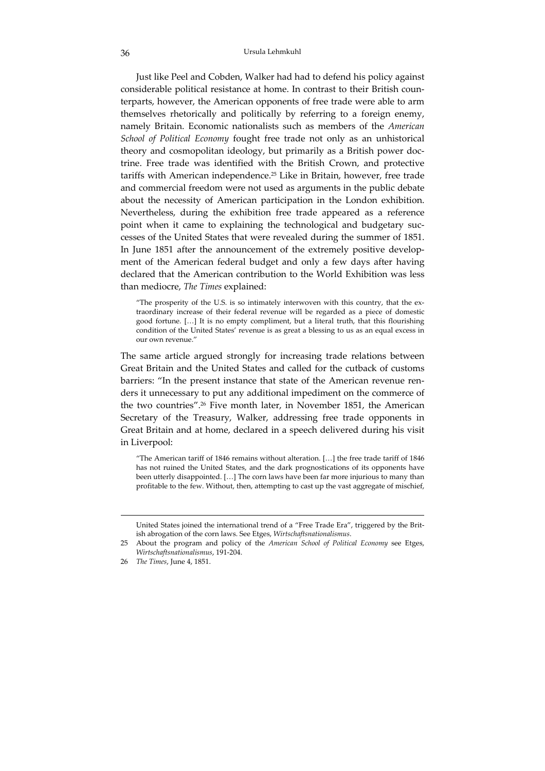Just like Peel and Cobden, Walker had had to defend his policy against considerable political resistance at home. In contrast to their British counterparts, however, the American opponents of free trade were able to arm themselves rhetorically and politically by referring to a foreign enemy, namely Britain. Economic nationalists such as members of the *American School of Political Economy* fought free trade not only as an unhistorical theory and cosmopolitan ideology, but primarily as a British power doctrine. Free trade was identified with the British Crown, and protective tariffs with American independence.[25] Like in Britain, however, free trade and commercial freedom were not used as arguments in the public debate about the necessity of American participation in the London exhibition. Nevertheless, during the exhibition free trade appeared as a reference point when it came to explaining the technological and budgetary successes of the United States that were revealed during the summer of 1851. In June 1851 after the announcement of the extremely positive development of the American federal budget and only a few days after having declared that the American contribution to the World Exhibition was less than mediocre, *The Times* explained:

> "The prosperity of the U.S. is so intimately interwoven with this country, that the extraordinary increase of their federal revenue will be regarded as a piece of domestic good fortune. […] It is no empty compliment, but a literal truth, that this flourishing condition of the United States' revenue is as great a blessing to us as an equal excess in our own revenue."

The same article argued strongly for increasing trade relations between Great Britain and the United States and called for the cutback of customs barriers: "In the present instance that state of the American revenue renders it unnecessary to put any additional impediment on the commerce of the two countries".[26] Five month later, in November 1851, the American Secretary of the Treasury, Walker, addressing free trade opponents in Great Britain and at home, declared in a speech delivered during his visit in Liverpool:

> "The American tariff of 1846 remains without alteration. […] the free trade tariff of 1846 has not ruined the United States, and the dark prognostications of its opponents have been utterly disappointed. […] The corn laws have been far more injurious to many than profitable to the few. Without, then, attempting to cast up the vast aggregate of mischief,

---

United States joined the international trend of a "Free Trade Era", triggered by the British abrogation of the corn laws. See Etges, *Wirtschaftsnationalismus*.

25 About the program and policy of the *American School of Political Economy* see Etges, *Wirtschaftsnationalismus*, 191-204.

26 *The Times*, June 4, 1851.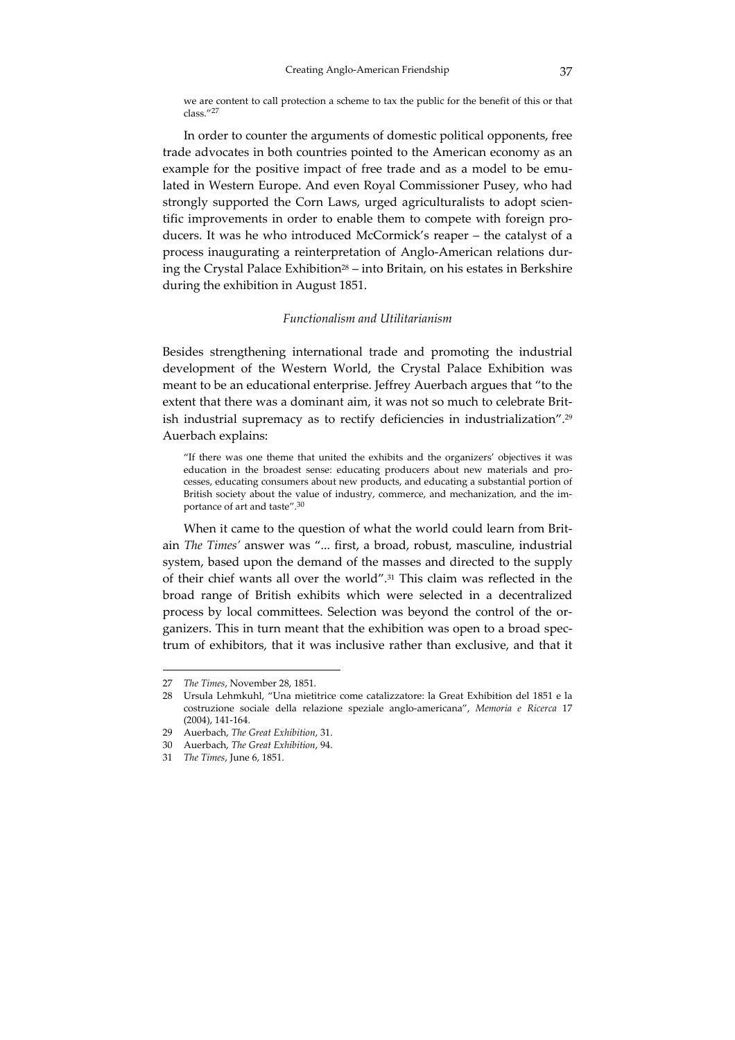> we are content to call protection a scheme to tax the public for the benefit of this or that class."[27]

In order to counter the arguments of domestic political opponents, free trade advocates in both countries pointed to the American economy as an example for the positive impact of free trade and as a model to be emulated in Western Europe. And even Royal Commissioner Pusey, who had strongly supported the Corn Laws, urged agriculturalists to adopt scientific improvements in order to enable them to compete with foreign producers. It was he who introduced McCormick's reaper – the catalyst of a process inaugurating a reinterpretation of Anglo-American relations during the Crystal Palace Exhibition[28] – into Britain, on his estates in Berkshire during the exhibition in August 1851.

### *Functionalism and Utilitarianism*

Besides strengthening international trade and promoting the industrial development of the Western World, the Crystal Palace Exhibition was meant to be an educational enterprise. Jeffrey Auerbach argues that "to the extent that there was a dominant aim, it was not so much to celebrate British industrial supremacy as to rectify deficiencies in industrialization".[29] Auerbach explains:

> "If there was one theme that united the exhibits and the organizers' objectives it was education in the broadest sense: educating producers about new materials and processes, educating consumers about new products, and educating a substantial portion of British society about the value of industry, commerce, and mechanization, and the importance of art and taste".[30]

When it came to the question of what the world could learn from Britain *The Times'* answer was "... first, a broad, robust, masculine, industrial system, based upon the demand of the masses and directed to the supply of their chief wants all over the world".[31] This claim was reflected in the broad range of British exhibits which were selected in a decentralized process by local committees. Selection was beyond the control of the organizers. This in turn meant that the exhibition was open to a broad spectrum of exhibitors, that it was inclusive rather than exclusive, and that it

---

27 *The Times*, November 28, 1851.

28 Ursula Lehmkuhl, "Una mietitrice come catalizzatore: la Great Exhibition del 1851 e la costruzione sociale della relazione speziale anglo-americana", *Memoria e Ricerca* 17 (2004), 141-164.

29 Auerbach, *The Great Exhibition*, 31.

30 Auerbach, *The Great Exhibition*, 94.

31 *The Times*, June 6, 1851.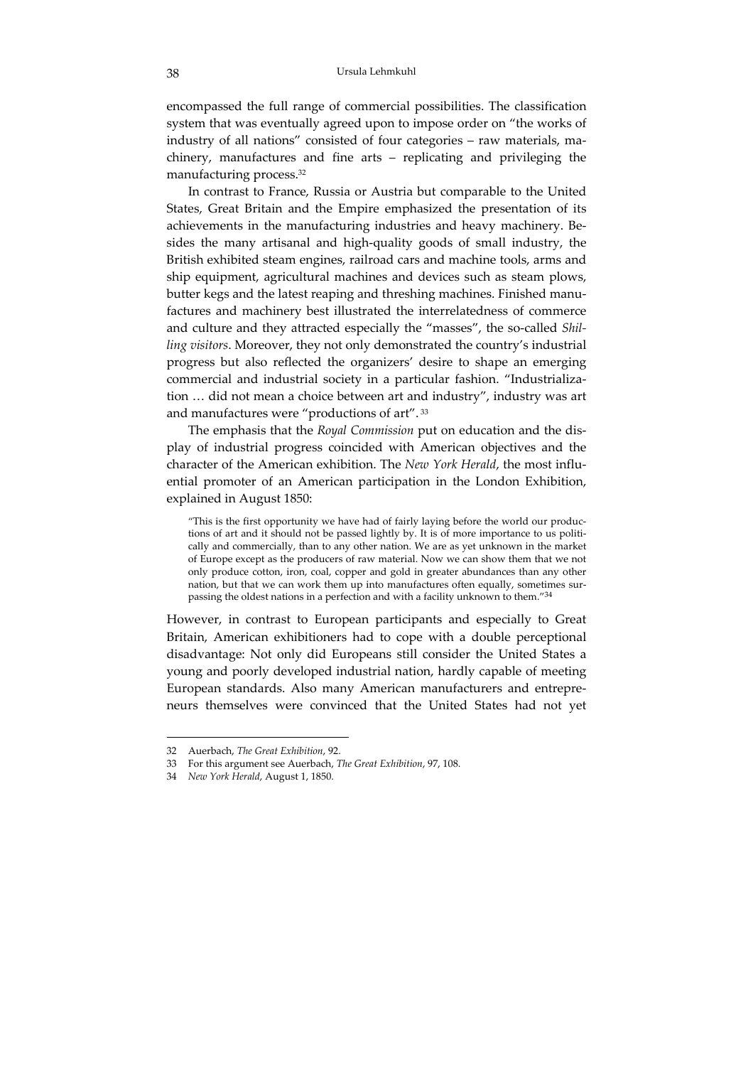encompassed the full range of commercial possibilities. The classification system that was eventually agreed upon to impose order on "the works of industry of all nations" consisted of four categories – raw materials, machinery, manufactures and fine arts – replicating and privileging the manufacturing process.[32]

In contrast to France, Russia or Austria but comparable to the United States, Great Britain and the Empire emphasized the presentation of its achievements in the manufacturing industries and heavy machinery. Besides the many artisanal and high-quality goods of small industry, the British exhibited steam engines, railroad cars and machine tools, arms and ship equipment, agricultural machines and devices such as steam plows, butter kegs and the latest reaping and threshing machines. Finished manufactures and machinery best illustrated the interrelatedness of commerce and culture and they attracted especially the "masses", the so-called *Shilling visitors*. Moreover, they not only demonstrated the country's industrial progress but also reflected the organizers' desire to shape an emerging commercial and industrial society in a particular fashion. "Industrialization … did not mean a choice between art and industry", industry was art and manufactures were "productions of art".[33]

The emphasis that the *Royal Commission* put on education and the display of industrial progress coincided with American objectives and the character of the American exhibition. The *New York Herald*, the most influential promoter of an American participation in the London Exhibition, explained in August 1850:

> "This is the first opportunity we have had of fairly laying before the world our productions of art and it should not be passed lightly by. It is of more importance to us politically and commercially, than to any other nation. We are as yet unknown in the market of Europe except as the producers of raw material. Now we can show them that we not only produce cotton, iron, coal, copper and gold in greater abundances than any other nation, but that we can work them up into manufactures often equally, sometimes surpassing the oldest nations in a perfection and with a facility unknown to them."[34]

However, in contrast to European participants and especially to Great Britain, American exhibitioners had to cope with a double perceptional disadvantage: Not only did Europeans still consider the United States a young and poorly developed industrial nation, hardly capable of meeting European standards. Also many American manufacturers and entrepreneurs themselves were convinced that the United States had not yet

---

32 Auerbach, *The Great Exhibition*, 92.

33 For this argument see Auerbach, *The Great Exhibition*, 97, 108.

34 *New York Herald*, August 1, 1850.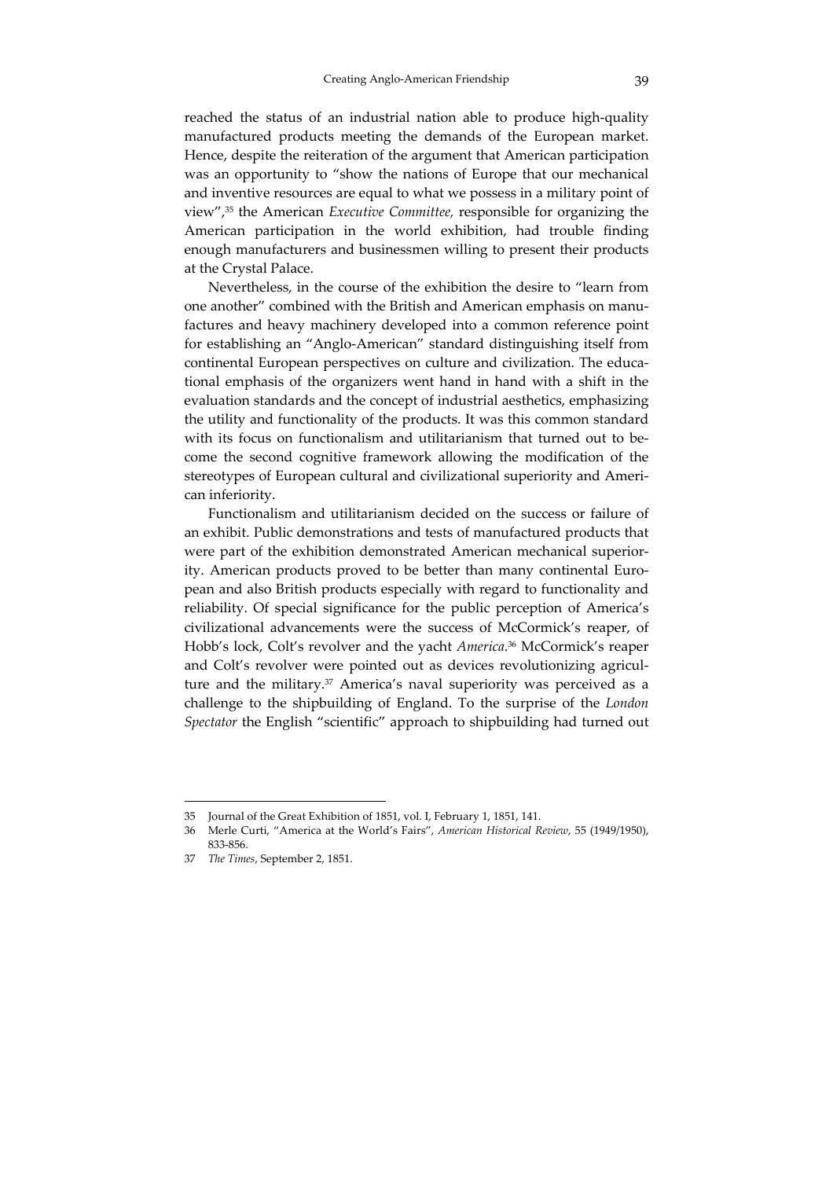reached the status of an industrial nation able to produce high-quality manufactured products meeting the demands of the European market. Hence, despite the reiteration of the argument that American participation was an opportunity to "show the nations of Europe that our mechanical and inventive resources are equal to what we possess in a military point of view",[35] the American *Executive Committee,* responsible for organizing the American participation in the world exhibition, had trouble finding enough manufacturers and businessmen willing to present their products at the Crystal Palace.

Nevertheless, in the course of the exhibition the desire to "learn from one another" combined with the British and American emphasis on manufactures and heavy machinery developed into a common reference point for establishing an "Anglo-American" standard distinguishing itself from continental European perspectives on culture and civilization. The educational emphasis of the organizers went hand in hand with a shift in the evaluation standards and the concept of industrial aesthetics, emphasizing the utility and functionality of the products. It was this common standard with its focus on functionalism and utilitarianism that turned out to become the second cognitive framework allowing the modification of the stereotypes of European cultural and civilizational superiority and American inferiority.

Functionalism and utilitarianism decided on the success or failure of an exhibit. Public demonstrations and tests of manufactured products that were part of the exhibition demonstrated American mechanical superiority. American products proved to be better than many continental European and also British products especially with regard to functionality and reliability. Of special significance for the public perception of America's civilizational advancements were the success of McCormick's reaper, of Hobb's lock, Colt's revolver and the yacht *America*.[36] McCormick's reaper and Colt's revolver were pointed out as devices revolutionizing agriculture and the military.[37] America's naval superiority was perceived as a challenge to the shipbuilding of England. To the surprise of the *London Spectator* the English "scientific" approach to shipbuilding had turned out

---

35 Journal of the Great Exhibition of 1851, vol. I, February 1, 1851, 141.

36 Merle Curti, "America at the World's Fairs", *American Historical Review*, 55 (1949/1950), 833-856.

37 *The Times*, September 2, 1851.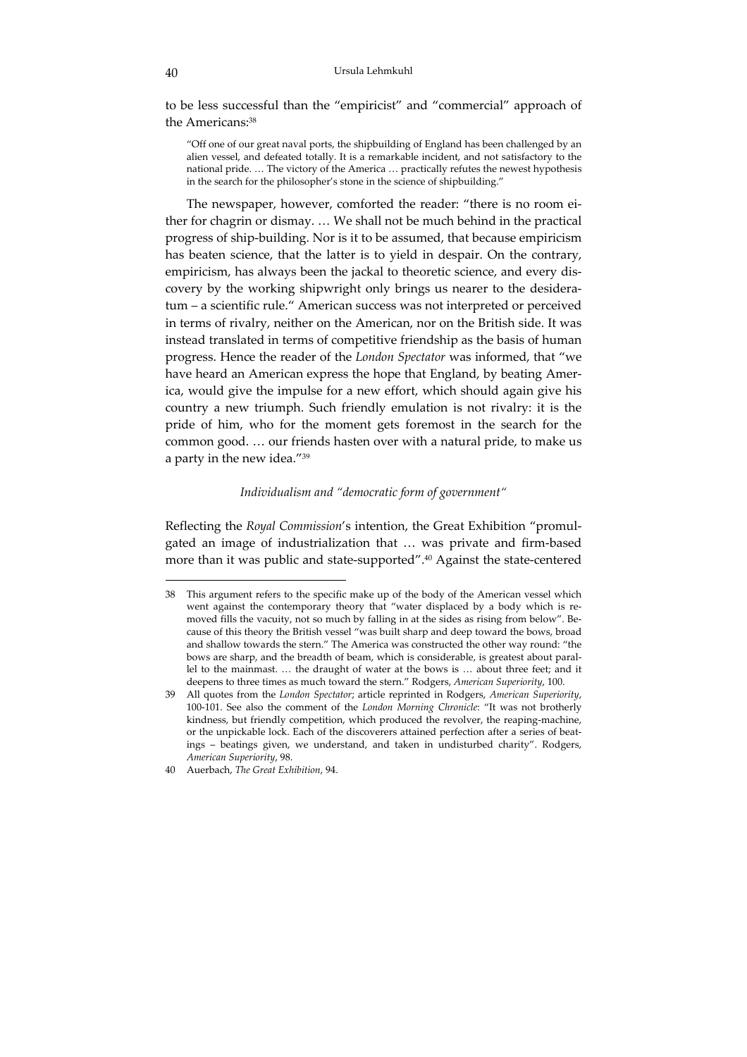to be less successful than the "empiricist" and "commercial" approach of the Americans:[38]

> "Off one of our great naval ports, the shipbuilding of England has been challenged by an alien vessel, and defeated totally. It is a remarkable incident, and not satisfactory to the national pride. … The victory of the America … practically refutes the newest hypothesis in the search for the philosopher's stone in the science of shipbuilding."

The newspaper, however, comforted the reader: "there is no room either for chagrin or dismay. … We shall not be much behind in the practical progress of ship-building. Nor is it to be assumed, that because empiricism has beaten science, that the latter is to yield in despair. On the contrary, empiricism, has always been the jackal to theoretic science, and every discovery by the working shipwright only brings us nearer to the desideratum – a scientific rule." American success was not interpreted or perceived in terms of rivalry, neither on the American, nor on the British side. It was instead translated in terms of competitive friendship as the basis of human progress. Hence the reader of the *London Spectator* was informed, that "we have heard an American express the hope that England, by beating America, would give the impulse for a new effort, which should again give his country a new triumph. Such friendly emulation is not rivalry: it is the pride of him, who for the moment gets foremost in the search for the common good. … our friends hasten over with a natural pride, to make us a party in the new idea."[39]

### *Individualism and "democratic form of government"*

Reflecting the *Royal Commission*'s intention, the Great Exhibition "promulgated an image of industrialization that … was private and firm-based more than it was public and state-supported".[40] Against the state-centered

---

38 This argument refers to the specific make up of the body of the American vessel which went against the contemporary theory that "water displaced by a body which is removed fills the vacuity, not so much by falling in at the sides as rising from below". Because of this theory the British vessel "was built sharp and deep toward the bows, broad and shallow towards the stern." The America was constructed the other way round: "the bows are sharp, and the breadth of beam, which is considerable, is greatest about parallel to the mainmast. … the draught of water at the bows is … about three feet; and it deepens to three times as much toward the stern." Rodgers, *American Superiority*, 100.

39 All quotes from the *London Spectator*; article reprinted in Rodgers, *American Superiority*, 100-101. See also the comment of the *London Morning Chronicle*: "It was not brotherly kindness, but friendly competition, which produced the revolver, the reaping-machine, or the unpickable lock. Each of the discoverers attained perfection after a series of beatings – beatings given, we understand, and taken in undisturbed charity". Rodgers, *American Superiority*, 98.

40 Auerbach, *The Great Exhibition*, 94.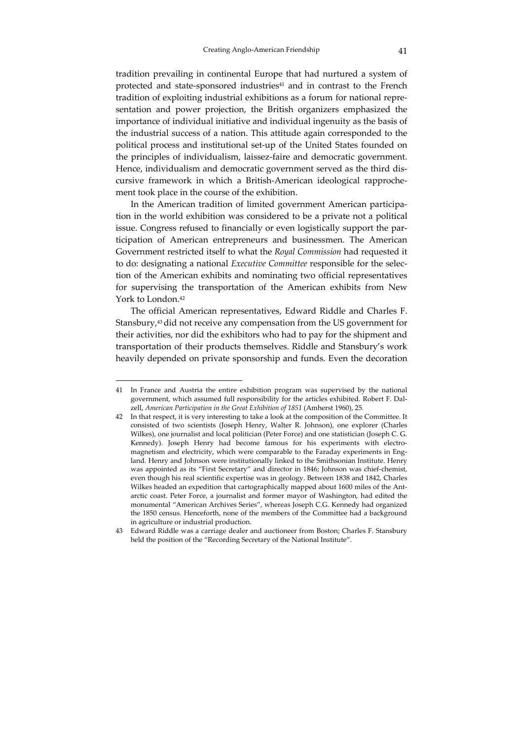tradition prevailing in continental Europe that had nurtured a system of protected and state-sponsored industries[41] and in contrast to the French tradition of exploiting industrial exhibitions as a forum for national representation and power projection, the British organizers emphasized the importance of individual initiative and individual ingenuity as the basis of the industrial success of a nation. This attitude again corresponded to the political process and institutional set-up of the United States founded on the principles of individualism, laissez-faire and democratic government. Hence, individualism and democratic government served as the third discursive framework in which a British-American ideological rapprochement took place in the course of the exhibition.

In the American tradition of limited government American participation in the world exhibition was considered to be a private not a political issue. Congress refused to financially or even logistically support the participation of American entrepreneurs and businessmen. The American Government restricted itself to what the *Royal Commission* had requested it to do: designating a national *Executive Committee* responsible for the selection of the American exhibits and nominating two official representatives for supervising the transportation of the American exhibits from New York to London.[42]

The official American representatives, Edward Riddle and Charles F. Stansbury,[43] did not receive any compensation from the US government for their activities, nor did the exhibitors who had to pay for the shipment and transportation of their products themselves. Riddle and Stansbury's work heavily depended on private sponsorship and funds. Even the decoration

---

41 In France and Austria the entire exhibition program was supervised by the national government, which assumed full responsibility for the articles exhibited. Robert F. Dalzell, *American Participation in the Great Exhibition of 1851* (Amherst 1960), 25.

42 In that respect, it is very interesting to take a look at the composition of the Committee. It consisted of two scientists (Joseph Henry, Walter R. Johnson), one explorer (Charles Wilkes), one journalist and local politician (Peter Force) and one statistician (Joseph C. G. Kennedy). Joseph Henry had become famous for his experiments with electromagnetism and electricity, which were comparable to the Faraday experiments in England. Henry and Johnson were institutionally linked to the Smithsonian Institute. Henry was appointed as its "First Secretary" and director in 1846; Johnson was chief-chemist, even though his real scientific expertise was in geology. Between 1838 and 1842, Charles Wilkes headed an expedition that cartographically mapped about 1600 miles of the Antarctic coast. Peter Force, a journalist and former mayor of Washington, had edited the monumental "American Archives Series", whereas Joseph C.G. Kennedy had organized the 1850 census. Henceforth, none of the members of the Committee had a background in agriculture or industrial production.

43 Edward Riddle was a carriage dealer and auctioneer from Boston; Charles F. Stansbury held the position of the "Recording Secretary of the National Institute".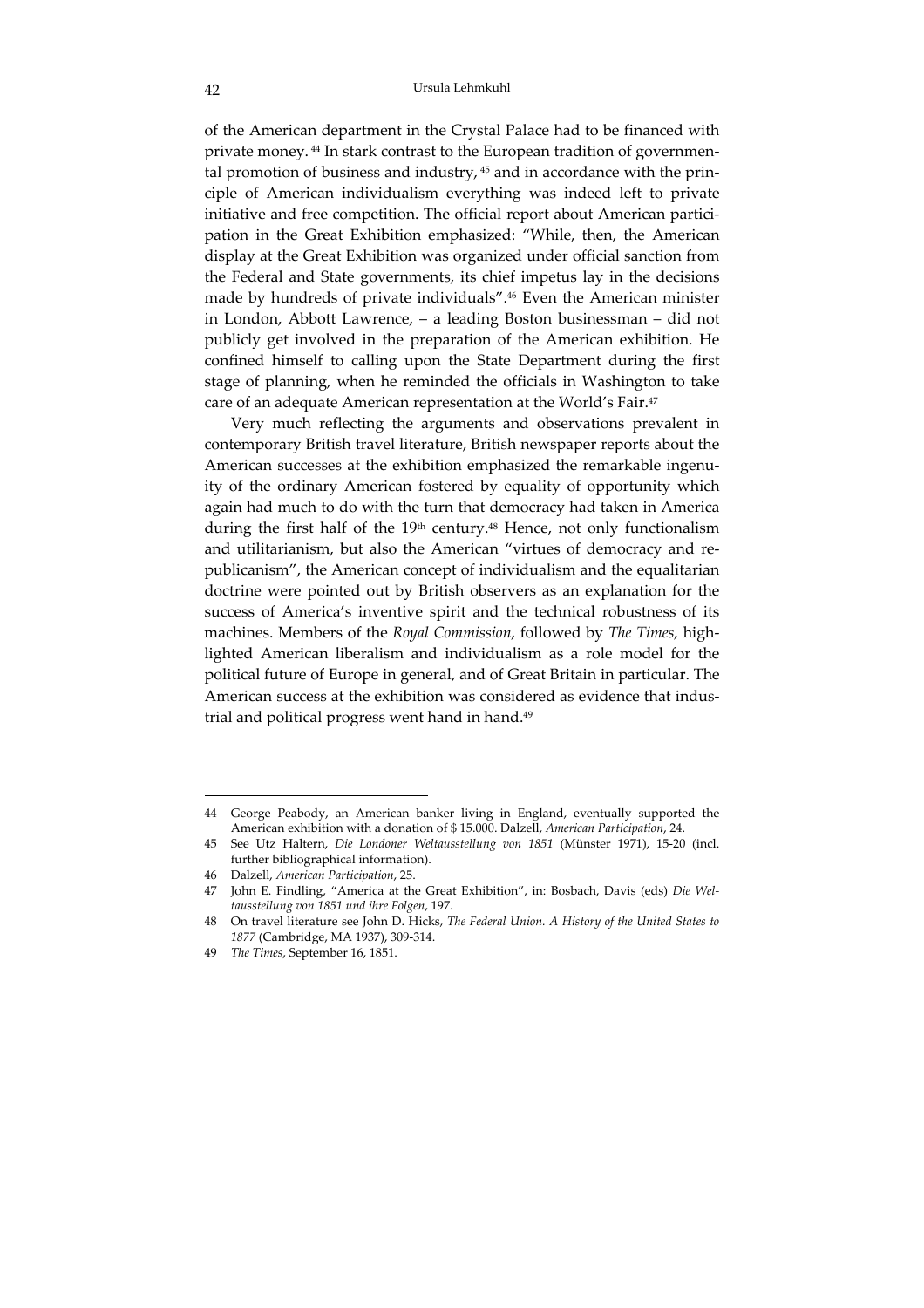of the American department in the Crystal Palace had to be financed with private money.[44] In stark contrast to the European tradition of governmental promotion of business and industry,[45] and in accordance with the principle of American individualism everything was indeed left to private initiative and free competition. The official report about American participation in the Great Exhibition emphasized: "While, then, the American display at the Great Exhibition was organized under official sanction from the Federal and State governments, its chief impetus lay in the decisions made by hundreds of private individuals".[46] Even the American minister in London, Abbott Lawrence, – a leading Boston businessman – did not publicly get involved in the preparation of the American exhibition. He confined himself to calling upon the State Department during the first stage of planning, when he reminded the officials in Washington to take care of an adequate American representation at the World's Fair.[47]

Very much reflecting the arguments and observations prevalent in contemporary British travel literature, British newspaper reports about the American successes at the exhibition emphasized the remarkable ingenuity of the ordinary American fostered by equality of opportunity which again had much to do with the turn that democracy had taken in America during the first half of the 19th century.[48] Hence, not only functionalism and utilitarianism, but also the American "virtues of democracy and republicanism", the American concept of individualism and the equalitarian doctrine were pointed out by British observers as an explanation for the success of America's inventive spirit and the technical robustness of its machines. Members of the *Royal Commission*, followed by *The Times*, highlighted American liberalism and individualism as a role model for the political future of Europe in general, and of Great Britain in particular. The American success at the exhibition was considered as evidence that industrial and political progress went hand in hand.[49]

---

44 George Peabody, an American banker living in England, eventually supported the American exhibition with a donation of $ 15.000. Dalzell, *American Participation*, 24.

45 See Utz Haltern, *Die Londoner Weltausstellung von 1851* (Münster 1971), 15-20 (incl. further bibliographical information).

46 Dalzell, *American Participation*, 25.

47 John E. Findling, "America at the Great Exhibition", in: Bosbach, Davis (eds) *Die Weltausstellung von 1851 und ihre Folgen*, 197.

48 On travel literature see John D. Hicks, *The Federal Union. A History of the United States to 1877* (Cambridge, MA 1937), 309-314.

49 *The Times*, September 16, 1851.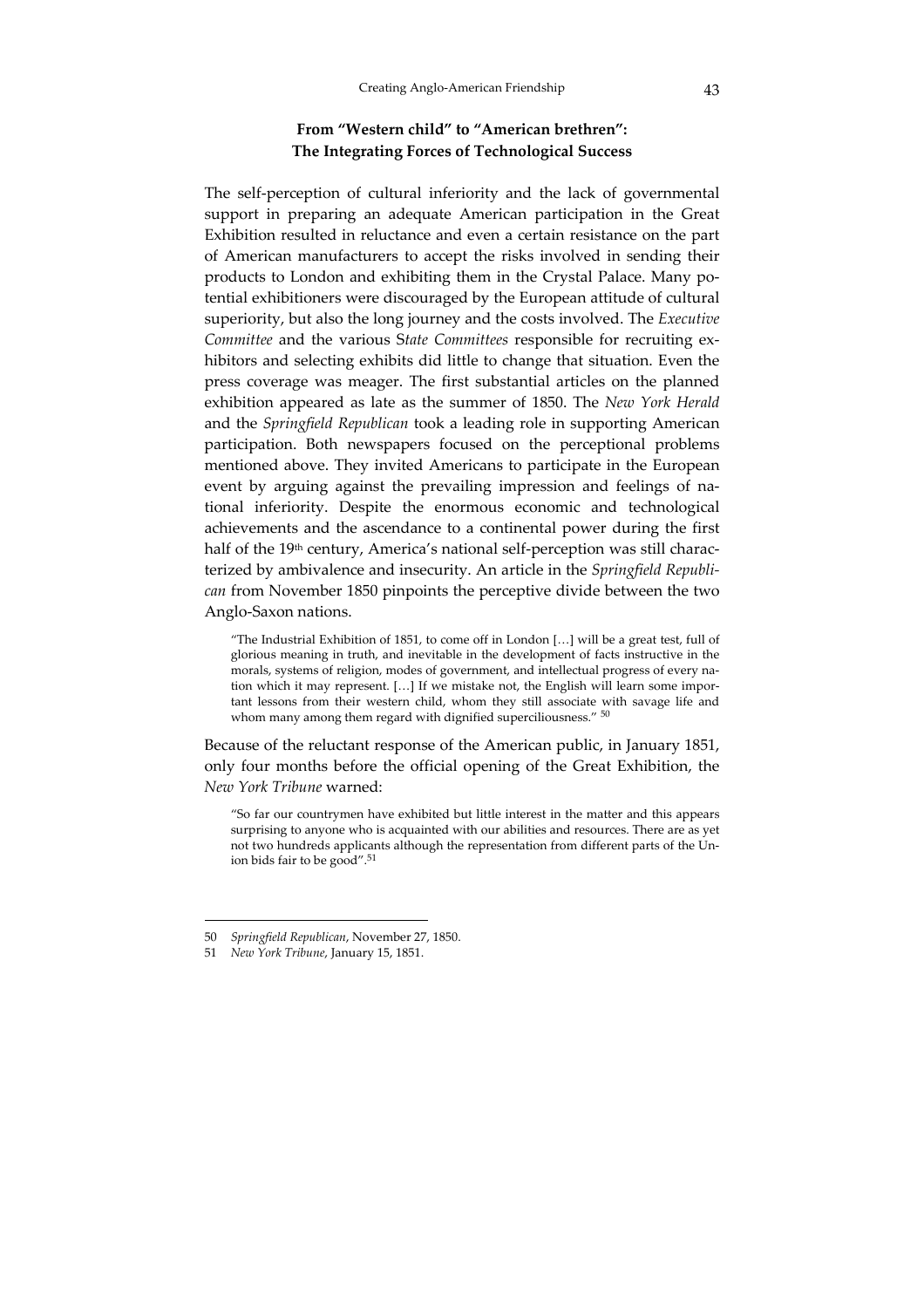## From "Western child" to "American brethren": The Integrating Forces of Technological Success

The self-perception of cultural inferiority and the lack of governmental support in preparing an adequate American participation in the Great Exhibition resulted in reluctance and even a certain resistance on the part of American manufacturers to accept the risks involved in sending their products to London and exhibiting them in the Crystal Palace. Many potential exhibitioners were discouraged by the European attitude of cultural superiority, but also the long journey and the costs involved. The *Executive Committee* and the various S*tate Committees* responsible for recruiting exhibitors and selecting exhibits did little to change that situation. Even the press coverage was meager. The first substantial articles on the planned exhibition appeared as late as the summer of 1850. The *New York Herald* and the *Springfield Republican* took a leading role in supporting American participation. Both newspapers focused on the perceptional problems mentioned above. They invited Americans to participate in the European event by arguing against the prevailing impression and feelings of national inferiority. Despite the enormous economic and technological achievements and the ascendance to a continental power during the first half of the 19th century, America's national self-perception was still characterized by ambivalence and insecurity. An article in the *Springfield Republican* from November 1850 pinpoints the perceptive divide between the two Anglo-Saxon nations.

> "The Industrial Exhibition of 1851, to come off in London […] will be a great test, full of glorious meaning in truth, and inevitable in the development of facts instructive in the morals, systems of religion, modes of government, and intellectual progress of every nation which it may represent. […] If we mistake not, the English will learn some important lessons from their western child, whom they still associate with savage life and whom many among them regard with dignified superciliousness." [50]

Because of the reluctant response of the American public, in January 1851, only four months before the official opening of the Great Exhibition, the *New York Tribune* warned:

> "So far our countrymen have exhibited but little interest in the matter and this appears surprising to anyone who is acquainted with our abilities and resources. There are as yet not two hundreds applicants although the representation from different parts of the Union bids fair to be good".[51]

---

50 *Springfield Republican*, November 27, 1850.

51 *New York Tribune*, January 15, 1851.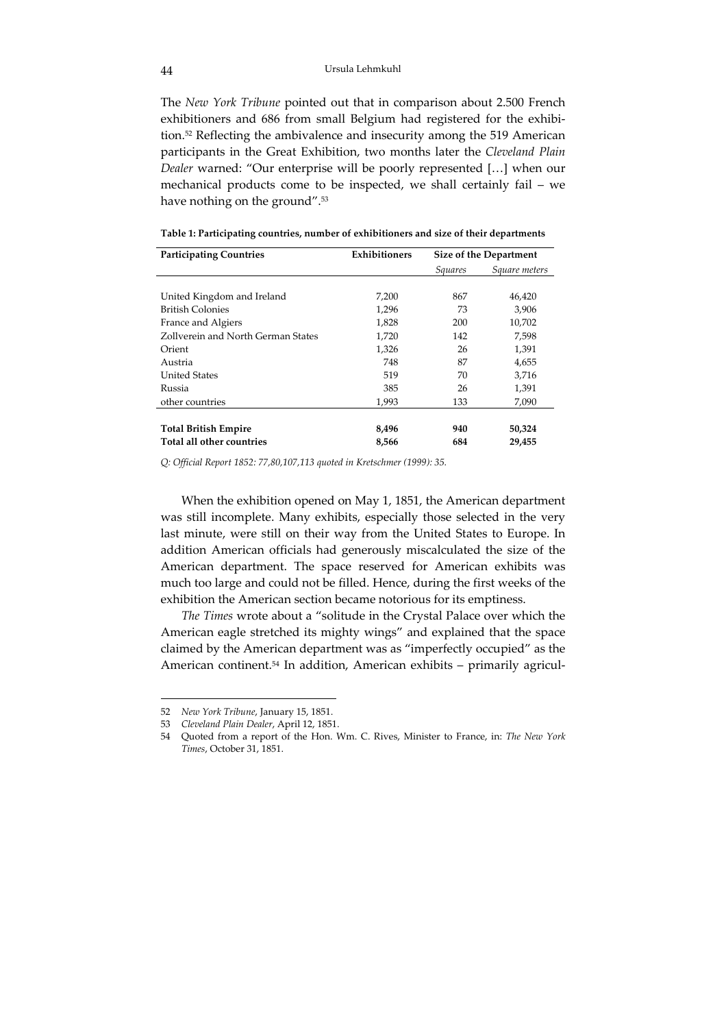The *New York Tribune* pointed out that in comparison about 2.500 French exhibitioners and 686 from small Belgium had registered for the exhibition.[52] Reflecting the ambivalence and insecurity among the 519 American participants in the Great Exhibition, two months later the *Cleveland Plain Dealer* warned: "Our enterprise will be poorly represented […] when our mechanical products come to be inspected, we shall certainly fail – we have nothing on the ground".[53]

**Table 1: Participating countries, number of exhibitioners and size of their departments**

| Participating Countries | Exhibitioners | Size of the Department | |
|---|---|---|---|
| | | *Squares* | *Square meters* |
| United Kingdom and Ireland | 7,200 | 867 | 46,420 |
| British Colonies | 1,296 | 73 | 3,906 |
| France and Algiers | 1,828 | 200 | 10,702 |
| Zollverein and North German States | 1,720 | 142 | 7,598 |
| Orient | 1,326 | 26 | 1,391 |
| Austria | 748 | 87 | 4,655 |
| United States | 519 | 70 | 3,716 |
| Russia | 385 | 26 | 1,391 |
| other countries | 1,993 | 133 | 7,090 |
| **Total British Empire** | **8,496** | **940** | **50,324** |
| **Total all other countries** | **8,566** | **684** | **29,455** |

*Q: Official Report 1852: 77,80,107,113 quoted in Kretschmer (1999): 35.*

When the exhibition opened on May 1, 1851, the American department was still incomplete. Many exhibits, especially those selected in the very last minute, were still on their way from the United States to Europe. In addition American officials had generously miscalculated the size of the American department. The space reserved for American exhibits was much too large and could not be filled. Hence, during the first weeks of the exhibition the American section became notorious for its emptiness.

*The Times* wrote about a "solitude in the Crystal Palace over which the American eagle stretched its mighty wings" and explained that the space claimed by the American department was as "imperfectly occupied" as the American continent.[54] In addition, American exhibits – primarily agricul-

52 *New York Tribune*, January 15, 1851.

53 *Cleveland Plain Dealer*, April 12, 1851.

54 Quoted from a report of the Hon. Wm. C. Rives, Minister to France, in: *The New York Times*, October 31, 1851.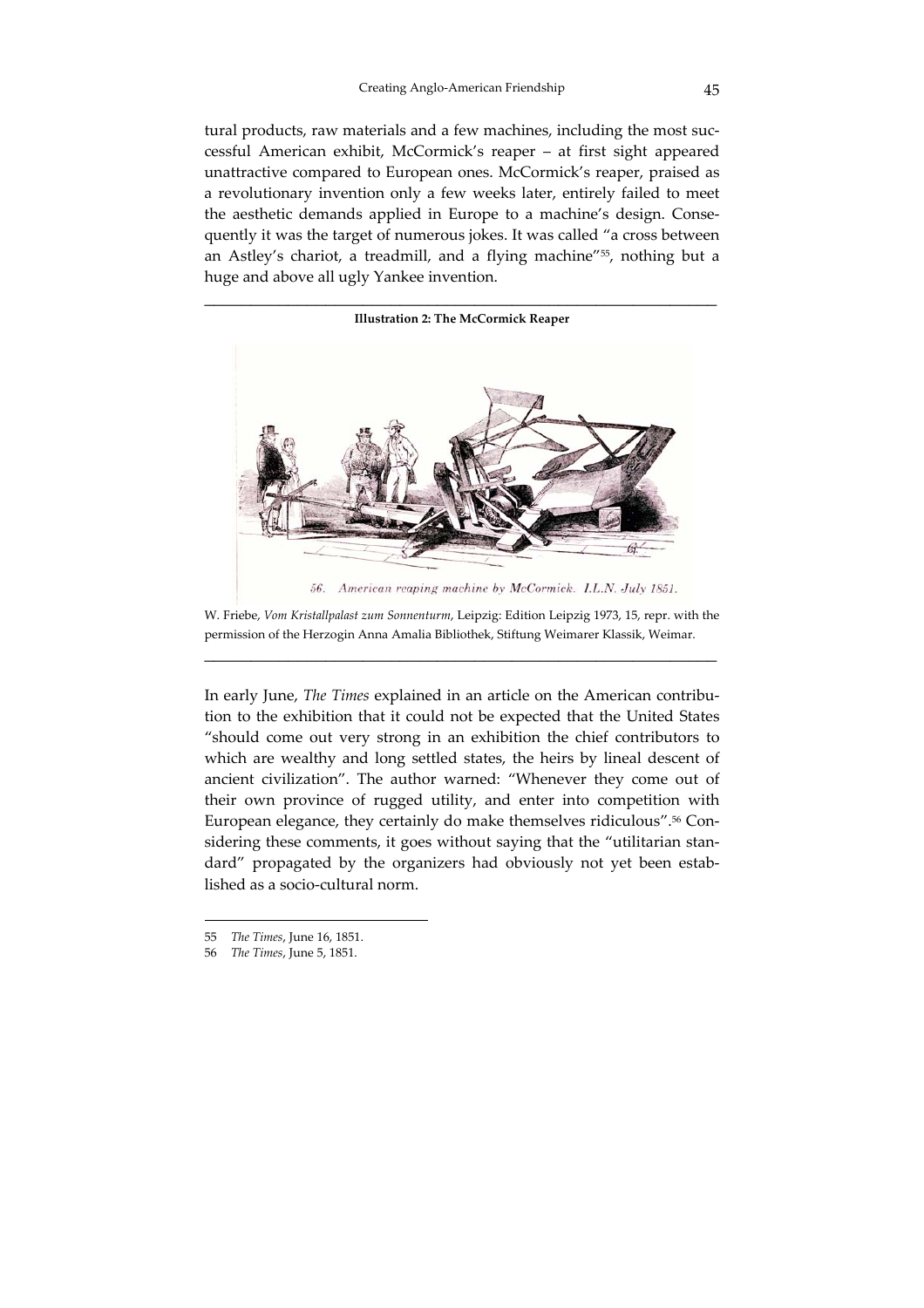tural products, raw materials and a few machines, including the most successful American exhibit, McCormick's reaper – at first sight appeared unattractive compared to European ones. McCormick's reaper, praised as a revolutionary invention only a few weeks later, entirely failed to meet the aesthetic demands applied in Europe to a machine's design. Consequently it was the target of numerous jokes. It was called "a cross between an Astley's chariot, a treadmill, and a flying machine"[55], nothing but a huge and above all ugly Yankee invention.

**Illustration 2: The McCormick Reaper**

*56. American reaping machine by McCormick. I.L.N. July 1851.*

W. Friebe, *Vom Kristallpalast zum Sonnenturm*, Leipzig: Edition Leipzig 1973, 15, repr. with the permission of the Herzogin Anna Amalia Bibliothek, Stiftung Weimarer Klassik, Weimar.

In early June, *The Times* explained in an article on the American contribution to the exhibition that it could not be expected that the United States "should come out very strong in an exhibition the chief contributors to which are wealthy and long settled states, the heirs by lineal descent of ancient civilization". The author warned: "Whenever they come out of their own province of rugged utility, and enter into competition with European elegance, they certainly do make themselves ridiculous".[56] Considering these comments, it goes without saying that the "utilitarian standard" propagated by the organizers had obviously not yet been established as a socio-cultural norm.

55 *The Times*, June 16, 1851.

56 *The Times*, June 5, 1851.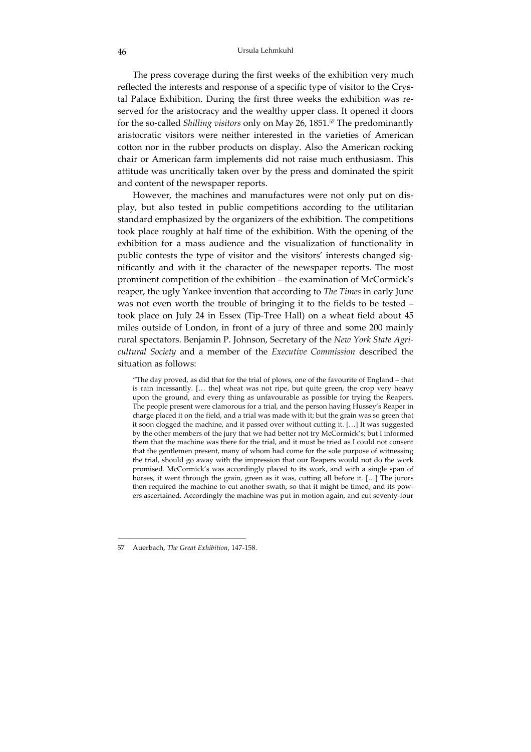The press coverage during the first weeks of the exhibition very much reflected the interests and response of a specific type of visitor to the Crystal Palace Exhibition. During the first three weeks the exhibition was reserved for the aristocracy and the wealthy upper class. It opened it doors for the so-called *Shilling visitors* only on May 26, 1851.[57] The predominantly aristocratic visitors were neither interested in the varieties of American cotton nor in the rubber products on display. Also the American rocking chair or American farm implements did not raise much enthusiasm. This attitude was uncritically taken over by the press and dominated the spirit and content of the newspaper reports.

However, the machines and manufactures were not only put on display, but also tested in public competitions according to the utilitarian standard emphasized by the organizers of the exhibition. The competitions took place roughly at half time of the exhibition. With the opening of the exhibition for a mass audience and the visualization of functionality in public contests the type of visitor and the visitors' interests changed significantly and with it the character of the newspaper reports. The most prominent competition of the exhibition – the examination of McCormick's reaper, the ugly Yankee invention that according to *The Times* in early June was not even worth the trouble of bringing it to the fields to be tested – took place on July 24 in Essex (Tip-Tree Hall) on a wheat field about 45 miles outside of London, in front of a jury of three and some 200 mainly rural spectators. Benjamin P. Johnson, Secretary of the *New York State Agricultural Society* and a member of the *Executive Commission* described the situation as follows:

> "The day proved, as did that for the trial of plows, one of the favourite of England – that is rain incessantly. [… the] wheat was not ripe, but quite green, the crop very heavy upon the ground, and every thing as unfavourable as possible for trying the Reapers. The people present were clamorous for a trial, and the person having Hussey's Reaper in charge placed it on the field, and a trial was made with it; but the grain was so green that it soon clogged the machine, and it passed over without cutting it. […] It was suggested by the other members of the jury that we had better not try McCormick's; but I informed them that the machine was there for the trial, and it must be tried as I could not consent that the gentlemen present, many of whom had come for the sole purpose of witnessing the trial, should go away with the impression that our Reapers would not do the work promised. McCormick's was accordingly placed to its work, and with a single span of horses, it went through the grain, green as it was, cutting all before it. […] The jurors then required the machine to cut another swath, so that it might be timed, and its powers ascertained. Accordingly the machine was put in motion again, and cut seventy-four

---

57 Auerbach, *The Great Exhibition*, 147-158.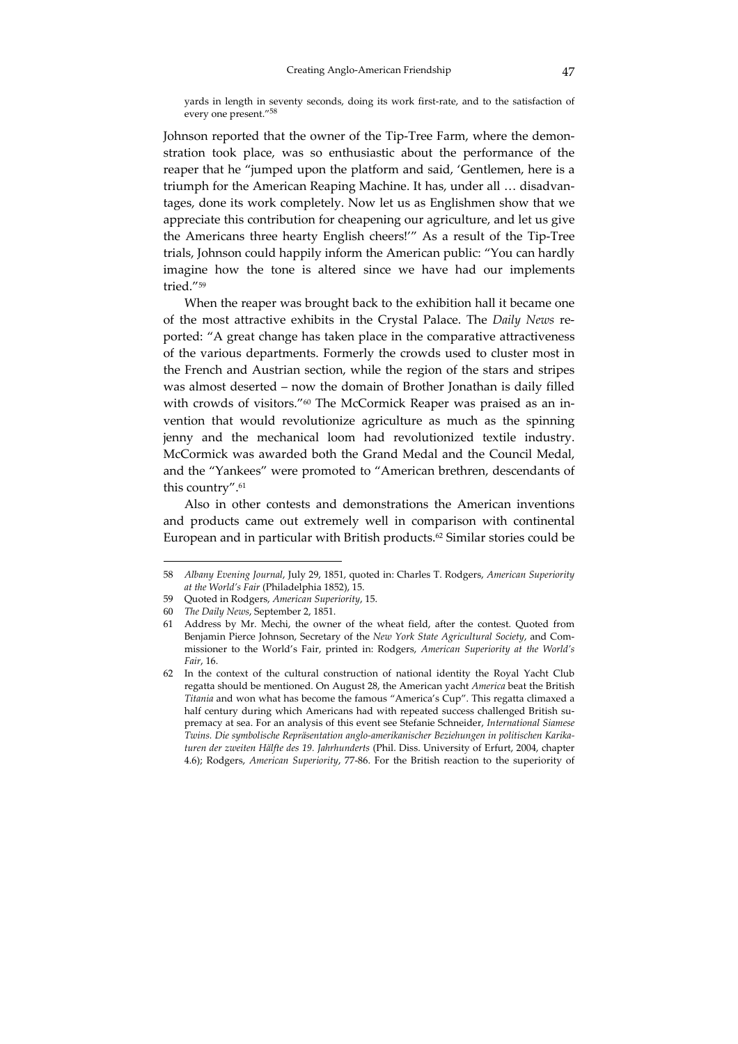yards in length in seventy seconds, doing its work first-rate, and to the satisfaction of every one present."[58]

Johnson reported that the owner of the Tip-Tree Farm, where the demonstration took place, was so enthusiastic about the performance of the reaper that he "jumped upon the platform and said, 'Gentlemen, here is a triumph for the American Reaping Machine. It has, under all … disadvantages, done its work completely. Now let us as Englishmen show that we appreciate this contribution for cheapening our agriculture, and let us give the Americans three hearty English cheers!'" As a result of the Tip-Tree trials, Johnson could happily inform the American public: "You can hardly imagine how the tone is altered since we have had our implements tried."[59]

When the reaper was brought back to the exhibition hall it became one of the most attractive exhibits in the Crystal Palace. The *Daily News* reported: "A great change has taken place in the comparative attractiveness of the various departments. Formerly the crowds used to cluster most in the French and Austrian section, while the region of the stars and stripes was almost deserted – now the domain of Brother Jonathan is daily filled with crowds of visitors."[60] The McCormick Reaper was praised as an invention that would revolutionize agriculture as much as the spinning jenny and the mechanical loom had revolutionized textile industry. McCormick was awarded both the Grand Medal and the Council Medal, and the "Yankees" were promoted to "American brethren, descendants of this country".[61]

Also in other contests and demonstrations the American inventions and products came out extremely well in comparison with continental European and in particular with British products.[62] Similar stories could be

---

58 *Albany Evening Journal*, July 29, 1851, quoted in: Charles T. Rodgers, *American Superiority at the World's Fair* (Philadelphia 1852), 15.

59 Quoted in Rodgers, *American Superiority*, 15.

60 *The Daily News*, September 2, 1851.

61 Address by Mr. Mechi, the owner of the wheat field, after the contest. Quoted from Benjamin Pierce Johnson, Secretary of the *New York State Agricultural Society*, and Commissioner to the World's Fair, printed in: Rodgers, *American Superiority at the World's Fair*, 16.

62 In the context of the cultural construction of national identity the Royal Yacht Club regatta should be mentioned. On August 28, the American yacht *America* beat the British *Titania* and won what has become the famous "America's Cup". This regatta climaxed a half century during which Americans had with repeated success challenged British supremacy at sea. For an analysis of this event see Stefanie Schneider, *International Siamese Twins. Die symbolische Repräsentation anglo-amerikanischer Beziehungen in politischen Karikaturen der zweiten Hälfte des 19. Jahrhunderts* (Phil. Diss. University of Erfurt, 2004, chapter 4.6); Rodgers, *American Superiority*, 77-86. For the British reaction to the superiority of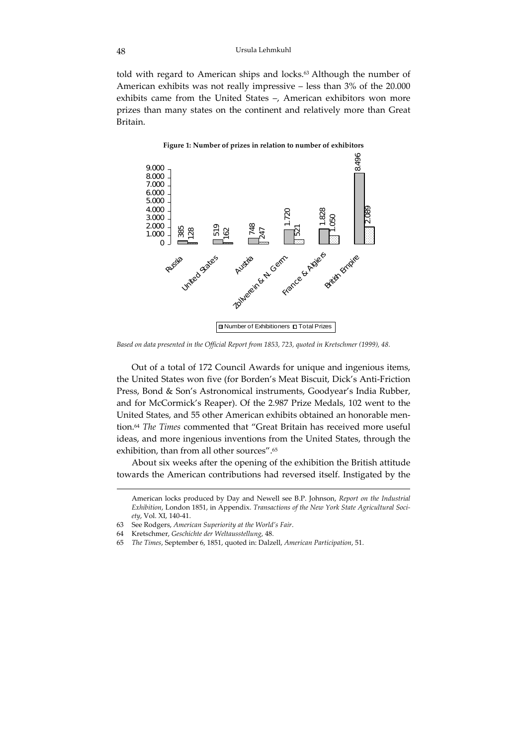told with regard to American ships and locks.[63] Although the number of American exhibits was not really impressive – less than 3% of the 20.000 exhibits came from the United States –, American exhibitors won more prizes than many states on the continent and relatively more than Great Britain.

**Figure 1: Number of prizes in relation to number of exhibitors**

| | Number of Exhibitioners | Total Prizes |
|---|---|---|
| Russia | 385 | 128 |
| United States | 519 | 162 |
| Austria | 748 | 247 |
| Zollverein & N. Germ. | 1.720 | 521 |
| France & Algiers | 1.828 | 1.050 |
| British Empire | 8.496 | 2.089 |

*Based on data presented in the Official Report from 1853, 723, quoted in Kretschmer (1999), 48.*

Out of a total of 172 Council Awards for unique and ingenious items, the United States won five (for Borden's Meat Biscuit, Dick's Anti-Friction Press, Bond & Son's Astronomical instruments, Goodyear's India Rubber, and for McCormick's Reaper). Of the 2.987 Prize Medals, 102 went to the United States, and 55 other American exhibits obtained an honorable mention.[64] *The Times* commented that "Great Britain has received more useful ideas, and more ingenious inventions from the United States, through the exhibition, than from all other sources".[65]

About six weeks after the opening of the exhibition the British attitude towards the American contributions had reversed itself. Instigated by the

---

American locks produced by Day and Newell see B.P. Johnson, *Report on the Industrial Exhibition*, London 1851, in Appendix. *Transactions of the New York State Agricultural Society*, Vol. XI, 140-41.

63 See Rodgers, *American Superiority at the World's Fair*.

64 Kretschmer, *Geschichte der Weltausstellung*, 48.

65 *The Times*, September 6, 1851, quoted in: Dalzell, *American Participation*, 51.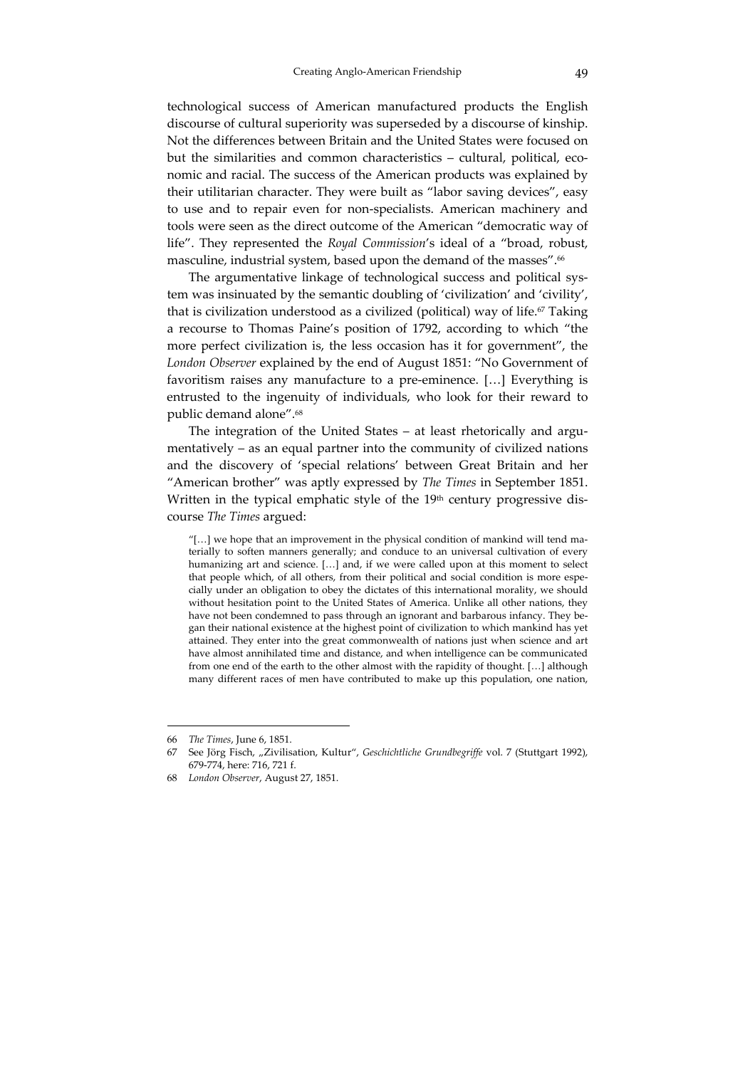technological success of American manufactured products the English discourse of cultural superiority was superseded by a discourse of kinship. Not the differences between Britain and the United States were focused on but the similarities and common characteristics – cultural, political, economic and racial. The success of the American products was explained by their utilitarian character. They were built as "labor saving devices", easy to use and to repair even for non-specialists. American machinery and tools were seen as the direct outcome of the American "democratic way of life". They represented the *Royal Commission*'s ideal of a "broad, robust, masculine, industrial system, based upon the demand of the masses".[66]

The argumentative linkage of technological success and political system was insinuated by the semantic doubling of 'civilization' and 'civility', that is civilization understood as a civilized (political) way of life.[67] Taking a recourse to Thomas Paine's position of 1792, according to which "the more perfect civilization is, the less occasion has it for government", the *London Observer* explained by the end of August 1851: "No Government of favoritism raises any manufacture to a pre-eminence. […] Everything is entrusted to the ingenuity of individuals, who look for their reward to public demand alone".[68]

The integration of the United States – at least rhetorically and argumentatively – as an equal partner into the community of civilized nations and the discovery of 'special relations' between Great Britain and her "American brother" was aptly expressed by *The Times* in September 1851. Written in the typical emphatic style of the 19th century progressive discourse *The Times* argued:

> "[…] we hope that an improvement in the physical condition of mankind will tend materially to soften manners generally; and conduce to an universal cultivation of every humanizing art and science. […] and, if we were called upon at this moment to select that people which, of all others, from their political and social condition is more especially under an obligation to obey the dictates of this international morality, we should without hesitation point to the United States of America. Unlike all other nations, they have not been condemned to pass through an ignorant and barbarous infancy. They began their national existence at the highest point of civilization to which mankind has yet attained. They enter into the great commonwealth of nations just when science and art have almost annihilated time and distance, and when intelligence can be communicated from one end of the earth to the other almost with the rapidity of thought. […] although many different races of men have contributed to make up this population, one nation,

---

66 *The Times*, June 6, 1851.

67 See Jörg Fisch, „Zivilisation, Kultur", *Geschichtliche Grundbegriffe* vol. 7 (Stuttgart 1992), 679-774, here: 716, 721 f.

68 *London Observer*, August 27, 1851.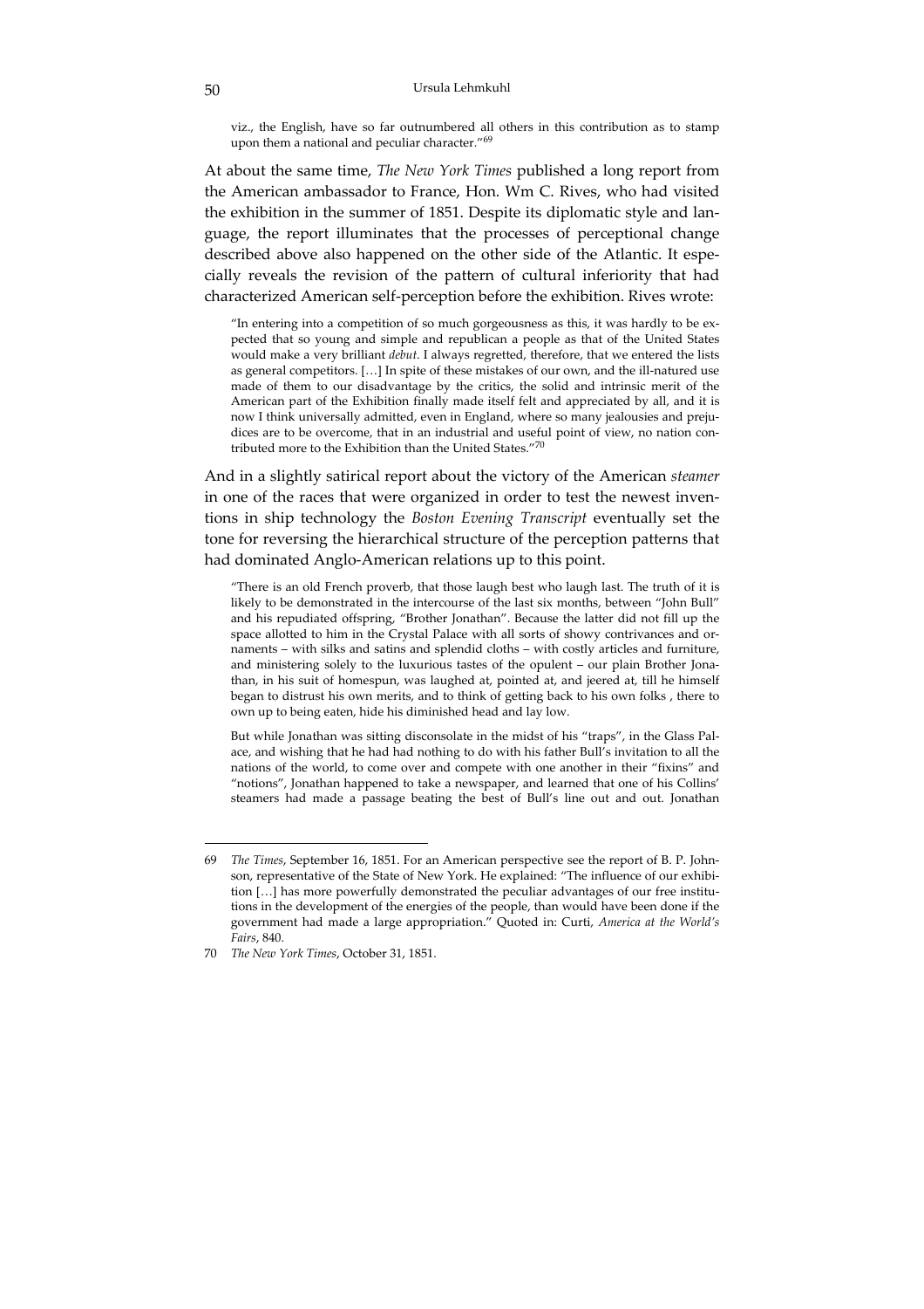> viz., the English, have so far outnumbered all others in this contribution as to stamp upon them a national and peculiar character."[69]

At about the same time, *The New York Times* published a long report from the American ambassador to France, Hon. Wm C. Rives, who had visited the exhibition in the summer of 1851. Despite its diplomatic style and language, the report illuminates that the processes of perceptional change described above also happened on the other side of the Atlantic. It especially reveals the revision of the pattern of cultural inferiority that had characterized American self-perception before the exhibition. Rives wrote:

> "In entering into a competition of so much gorgeousness as this, it was hardly to be expected that so young and simple and republican a people as that of the United States would make a very brilliant *debut*. I always regretted, therefore, that we entered the lists as general competitors. […] In spite of these mistakes of our own, and the ill-natured use made of them to our disadvantage by the critics, the solid and intrinsic merit of the American part of the Exhibition finally made itself felt and appreciated by all, and it is now I think universally admitted, even in England, where so many jealousies and prejudices are to be overcome, that in an industrial and useful point of view, no nation contributed more to the Exhibition than the United States."[70]

And in a slightly satirical report about the victory of the American *steamer* in one of the races that were organized in order to test the newest inventions in ship technology the *Boston Evening Transcript* eventually set the tone for reversing the hierarchical structure of the perception patterns that had dominated Anglo-American relations up to this point.

> "There is an old French proverb, that those laugh best who laugh last. The truth of it is likely to be demonstrated in the intercourse of the last six months, between "John Bull" and his repudiated offspring, "Brother Jonathan". Because the latter did not fill up the space allotted to him in the Crystal Palace with all sorts of showy contrivances and ornaments – with silks and satins and splendid cloths – with costly articles and furniture, and ministering solely to the luxurious tastes of the opulent – our plain Brother Jonathan, in his suit of homespun, was laughed at, pointed at, and jeered at, till he himself began to distrust his own merits, and to think of getting back to his own folks , there to own up to being eaten, hide his diminished head and lay low.
>
> But while Jonathan was sitting disconsolate in the midst of his "traps", in the Glass Palace, and wishing that he had had nothing to do with his father Bull's invitation to all the nations of the world, to come over and compete with one another in their "fixins" and "notions", Jonathan happened to take a newspaper, and learned that one of his Collins' steamers had made a passage beating the best of Bull's line out and out. Jonathan

---

69 *The Times*, September 16, 1851. For an American perspective see the report of B. P. Johnson, representative of the State of New York. He explained: "The influence of our exhibition […] has more powerfully demonstrated the peculiar advantages of our free institutions in the development of the energies of the people, than would have been done if the government had made a large appropriation." Quoted in: Curti, *America at the World's Fairs*, 840.

70 *The New York Times*, October 31, 1851.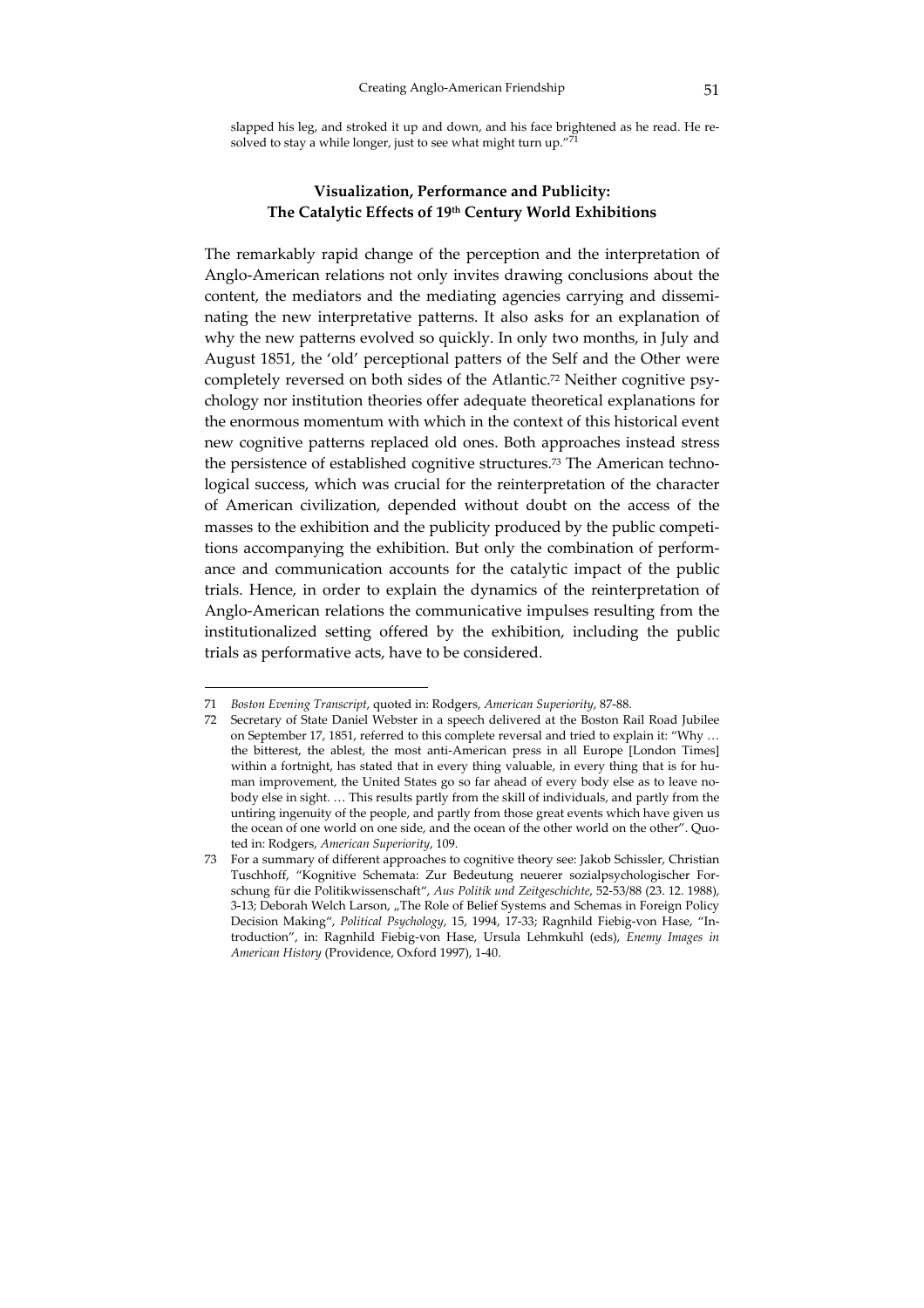slapped his leg, and stroked it up and down, and his face brightened as he read. He resolved to stay a while longer, just to see what might turn up."[71]

## Visualization, Performance and Publicity: The Catalytic Effects of 19th Century World Exhibitions

The remarkably rapid change of the perception and the interpretation of Anglo-American relations not only invites drawing conclusions about the content, the mediators and the mediating agencies carrying and disseminating the new interpretative patterns. It also asks for an explanation of why the new patterns evolved so quickly. In only two months, in July and August 1851, the 'old' perceptional patters of the Self and the Other were completely reversed on both sides of the Atlantic.[72] Neither cognitive psychology nor institution theories offer adequate theoretical explanations for the enormous momentum with which in the context of this historical event new cognitive patterns replaced old ones. Both approaches instead stress the persistence of established cognitive structures.[73] The American technological success, which was crucial for the reinterpretation of the character of American civilization, depended without doubt on the access of the masses to the exhibition and the publicity produced by the public competitions accompanying the exhibition. But only the combination of performance and communication accounts for the catalytic impact of the public trials. Hence, in order to explain the dynamics of the reinterpretation of Anglo-American relations the communicative impulses resulting from the institutionalized setting offered by the exhibition, including the public trials as performative acts, have to be considered.

---

71 *Boston Evening Transcript*, quoted in: Rodgers, *American Superiority*, 87-88.

72 Secretary of State Daniel Webster in a speech delivered at the Boston Rail Road Jubilee on September 17, 1851, referred to this complete reversal and tried to explain it: "Why … the bitterest, the ablest, the most anti-American press in all Europe [London Times] within a fortnight, has stated that in every thing valuable, in every thing that is for human improvement, the United States go so far ahead of every body else as to leave nobody else in sight. … This results partly from the skill of individuals, and partly from the untiring ingenuity of the people, and partly from those great events which have given us the ocean of one world on one side, and the ocean of the other world on the other". Quoted in: Rodgers, *American Superiority*, 109.

73 For a summary of different approaches to cognitive theory see: Jakob Schissler, Christian Tuschhoff, "Kognitive Schemata: Zur Bedeutung neuerer sozialpsychologischer Forschung für die Politikwissenschaft", *Aus Politik und Zeitgeschichte*, 52-53/88 (23. 12. 1988), 3-13; Deborah Welch Larson, „The Role of Belief Systems and Schemas in Foreign Policy Decision Making", *Political Psychology*, 15, 1994, 17-33; Ragnhild Fiebig-von Hase, "Introduction", in: Ragnhild Fiebig-von Hase, Ursula Lehmkuhl (eds), *Enemy Images in American History* (Providence, Oxford 1997), 1-40.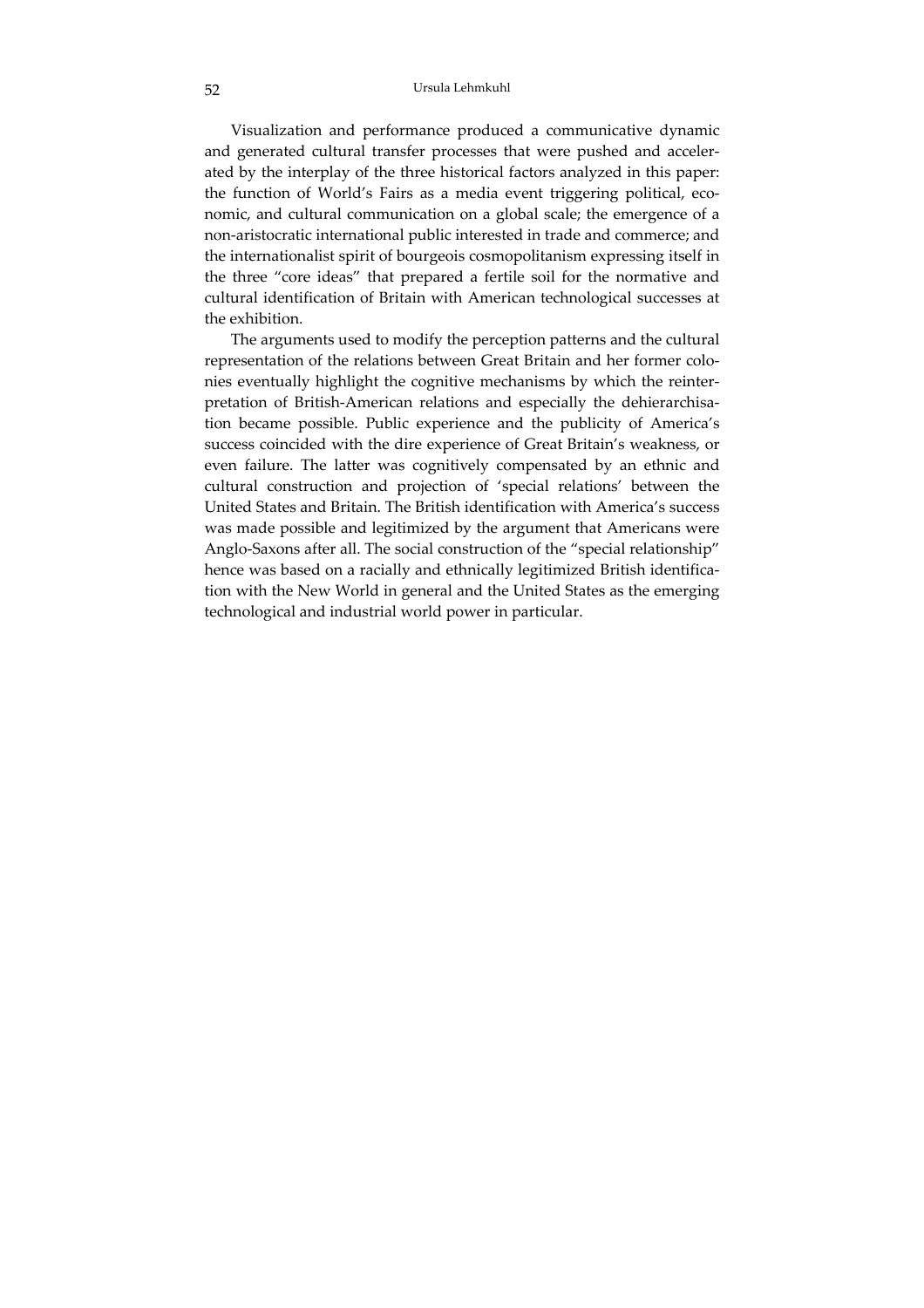Visualization and performance produced a communicative dynamic and generated cultural transfer processes that were pushed and accelerated by the interplay of the three historical factors analyzed in this paper: the function of World's Fairs as a media event triggering political, economic, and cultural communication on a global scale; the emergence of a non-aristocratic international public interested in trade and commerce; and the internationalist spirit of bourgeois cosmopolitanism expressing itself in the three "core ideas" that prepared a fertile soil for the normative and cultural identification of Britain with American technological successes at the exhibition.

The arguments used to modify the perception patterns and the cultural representation of the relations between Great Britain and her former colonies eventually highlight the cognitive mechanisms by which the reinterpretation of British-American relations and especially the dehierarchisation became possible. Public experience and the publicity of America's success coincided with the dire experience of Great Britain's weakness, or even failure. The latter was cognitively compensated by an ethnic and cultural construction and projection of 'special relations' between the United States and Britain. The British identification with America's success was made possible and legitimized by the argument that Americans were Anglo-Saxons after all. The social construction of the "special relationship" hence was based on a racially and ethnically legitimized British identification with the New World in general and the United States as the emerging technological and industrial world power in particular.